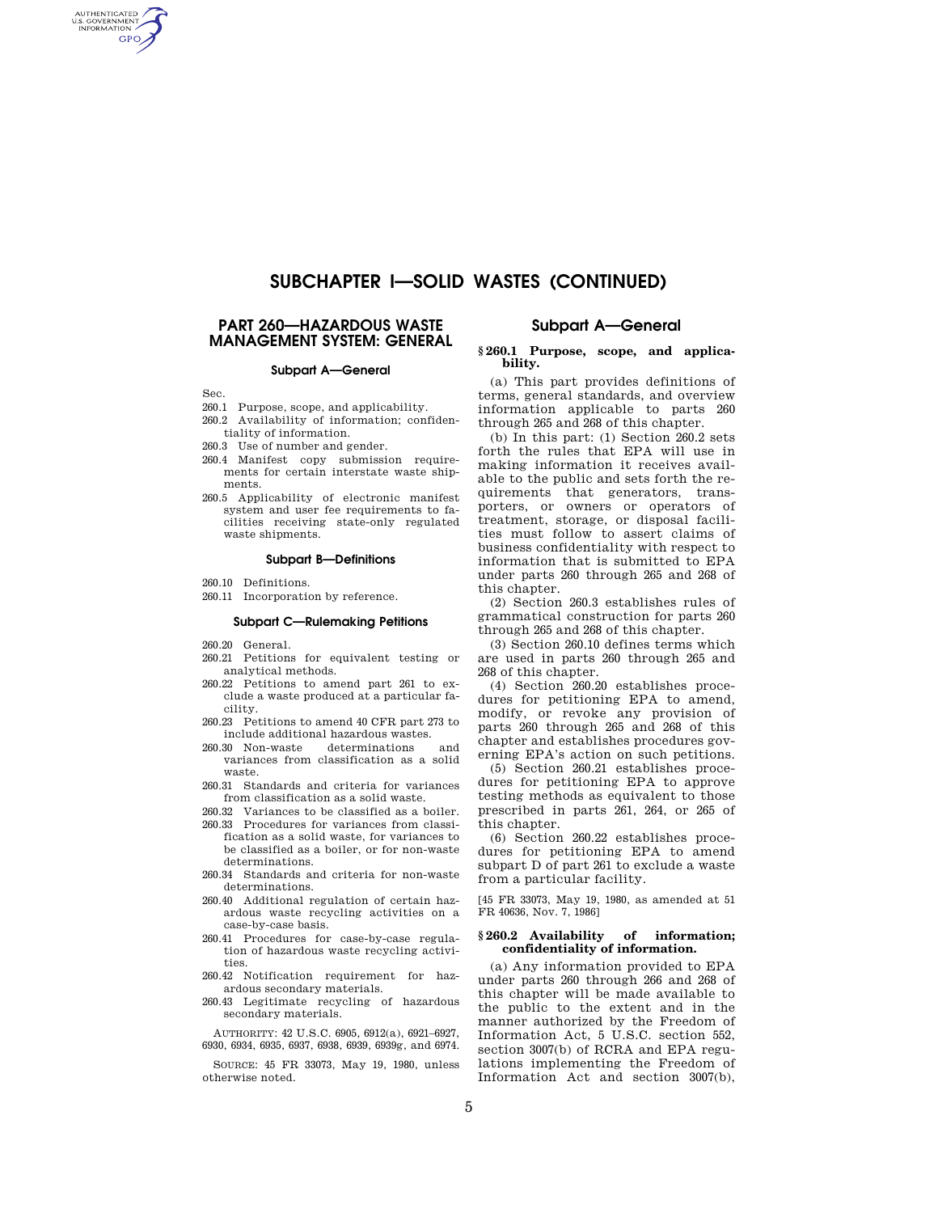# SUBCHAPTER I—SOLID WASTES (CONTINUED)

## PART 260—HAZARDOUS WASTE MANAGEMENT SYSTEM: GENERAL

### Subpart A—General

Sec.

260.1 Purpose, scope, and applicability.

260.2 Availability of information; confidentiality of information.

260.3 Use of number and gender.

260.4 Manifest copy submission requirements for certain interstate waste shipments.

260.5 Applicability of electronic manifest system and user fee requirements to facilities receiving state-only regulated waste shipments.

### Subpart B—Definitions

260.10 Definitions.

260.11 Incorporation by reference.

### Subpart C—Rulemaking Petitions

260.20 General.

260.21 Petitions for equivalent testing or analytical methods.

260.22 Petitions to amend part 261 to exclude a waste produced at a particular facility.

260.23 Petitions to amend 40 CFR part 273 to include additional hazardous wastes.

260.30 Non-waste determinations and variances from classification as a solid waste.

260.31 Standards and criteria for variances from classification as a solid waste.

260.32 Variances to be classified as a boiler.

260.33 Procedures for variances from classification as a solid waste, for variances to be classified as a boiler, or for non-waste determinations.

260.34 Standards and criteria for non-waste determinations.

260.40 Additional regulation of certain hazardous waste recycling activities on a case-by-case basis.

260.41 Procedures for case-by-case regulation of hazardous waste recycling activities.

260.42 Notification requirement for hazardous secondary materials.

260.43 Legitimate recycling of hazardous secondary materials.

AUTHORITY: 42 U.S.C. 6905, 6912(a), 6921–6927, 6930, 6934, 6935, 6937, 6938, 6939, 6939g, and 6974.

SOURCE: 45 FR 33073, May 19, 1980, unless otherwise noted.

## Subpart A—General

### § 260.1 Purpose, scope, and applicability.

(a) This part provides definitions of terms, general standards, and overview information applicable to parts 260 through 265 and 268 of this chapter.

(b) In this part: (1) Section 260.2 sets forth the rules that EPA will use in making information it receives available to the public and sets forth the requirements that generators, transporters, or owners or operators of treatment, storage, or disposal facilities must follow to assert claims of business confidentiality with respect to information that is submitted to EPA under parts 260 through 265 and 268 of this chapter.

(2) Section 260.3 establishes rules of grammatical construction for parts 260 through 265 and 268 of this chapter.

(3) Section 260.10 defines terms which are used in parts 260 through 265 and 268 of this chapter.

(4) Section 260.20 establishes procedures for petitioning EPA to amend, modify, or revoke any provision of parts 260 through 265 and 268 of this chapter and establishes procedures governing EPA's action on such petitions.

(5) Section 260.21 establishes procedures for petitioning EPA to approve testing methods as equivalent to those prescribed in parts 261, 264, or 265 of this chapter.

(6) Section 260.22 establishes procedures for petitioning EPA to amend subpart D of part 261 to exclude a waste from a particular facility.

[45 FR 33073, May 19, 1980, as amended at 51 FR 40636, Nov. 7, 1986]

### § 260.2 Availability of information; confidentiality of information.

(a) Any information provided to EPA under parts 260 through 266 and 268 of this chapter will be made available to the public to the extent and in the manner authorized by the Freedom of Information Act, 5 U.S.C. section 552, section 3007(b) of RCRA and EPA regulations implementing the Freedom of Information Act and section 3007(b),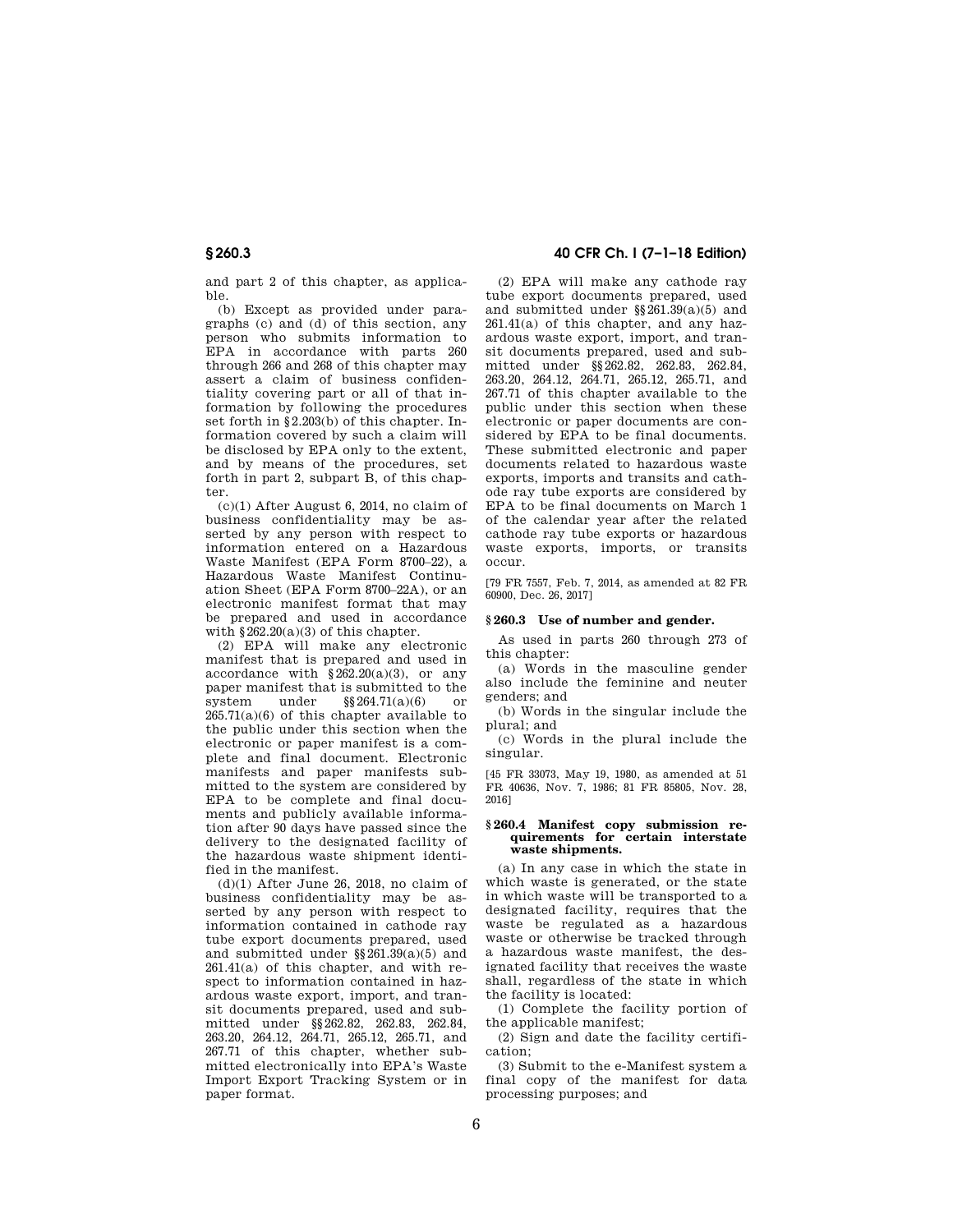and part 2 of this chapter, as applicable.

(b) Except as provided under paragraphs (c) and (d) of this section, any person who submits information to EPA in accordance with parts 260 through 266 and 268 of this chapter may assert a claim of business confidentiality covering part or all of that information by following the procedures set forth in §2.203(b) of this chapter. Information covered by such a claim will be disclosed by EPA only to the extent, and by means of the procedures, set forth in part 2, subpart B, of this chapter.

(c)(1) After August 6, 2014, no claim of business confidentiality may be asserted by any person with respect to information entered on a Hazardous Waste Manifest (EPA Form 8700–22), a Hazardous Waste Manifest Continuation Sheet (EPA Form 8700–22A), or an electronic manifest format that may be prepared and used in accordance with §262.20(a)(3) of this chapter.

(2) EPA will make any electronic manifest that is prepared and used in accordance with §262.20(a)(3), or any paper manifest that is submitted to the system under §§264.71(a)(6) or 265.71(a)(6) of this chapter available to the public under this section when the electronic or paper manifest is a complete and final document. Electronic manifests and paper manifests submitted to the system are considered by EPA to be complete and final documents and publicly available information after 90 days have passed since the delivery to the designated facility of the hazardous waste shipment identified in the manifest.

(d)(1) After June 26, 2018, no claim of business confidentiality may be asserted by any person with respect to information contained in cathode ray tube export documents prepared, used and submitted under §§261.39(a)(5) and 261.41(a) of this chapter, and with respect to information contained in hazardous waste export, import, and transit documents prepared, used and submitted under §§262.82, 262.83, 262.84, 263.20, 264.12, 264.71, 265.12, 265.71, and 267.71 of this chapter, whether submitted electronically into EPA's Waste Import Export Tracking System or in paper format.

(2) EPA will make any cathode ray tube export documents prepared, used and submitted under §§261.39(a)(5) and 261.41(a) of this chapter, and any hazardous waste export, import, and transit documents prepared, used and submitted under §§262.82, 262.83, 262.84, 263.20, 264.12, 264.71, 265.12, 265.71, and 267.71 of this chapter available to the public under this section when these electronic or paper documents are considered by EPA to be final documents. These submitted electronic and paper documents related to hazardous waste exports, imports and transits and cathode ray tube exports are considered by EPA to be final documents on March 1 of the calendar year after the related cathode ray tube exports or hazardous waste exports, imports, or transits occur.

[79 FR 7557, Feb. 7, 2014, as amended at 82 FR 60900, Dec. 26, 2017]

### §260.3 Use of number and gender.

As used in parts 260 through 273 of this chapter:

(a) Words in the masculine gender also include the feminine and neuter genders; and

(b) Words in the singular include the plural; and

(c) Words in the plural include the singular.

[45 FR 33073, May 19, 1980, as amended at 51 FR 40636, Nov. 7, 1986; 81 FR 85805, Nov. 28, 2016]

### §260.4 Manifest copy submission requirements for certain interstate waste shipments.

(a) In any case in which the state in which waste is generated, or the state in which waste will be transported to a designated facility, requires that the waste be regulated as a hazardous waste or otherwise be tracked through a hazardous waste manifest, the designated facility that receives the waste shall, regardless of the state in which the facility is located:

(1) Complete the facility portion of the applicable manifest;

(2) Sign and date the facility certification;

(3) Submit to the e-Manifest system a final copy of the manifest for data processing purposes; and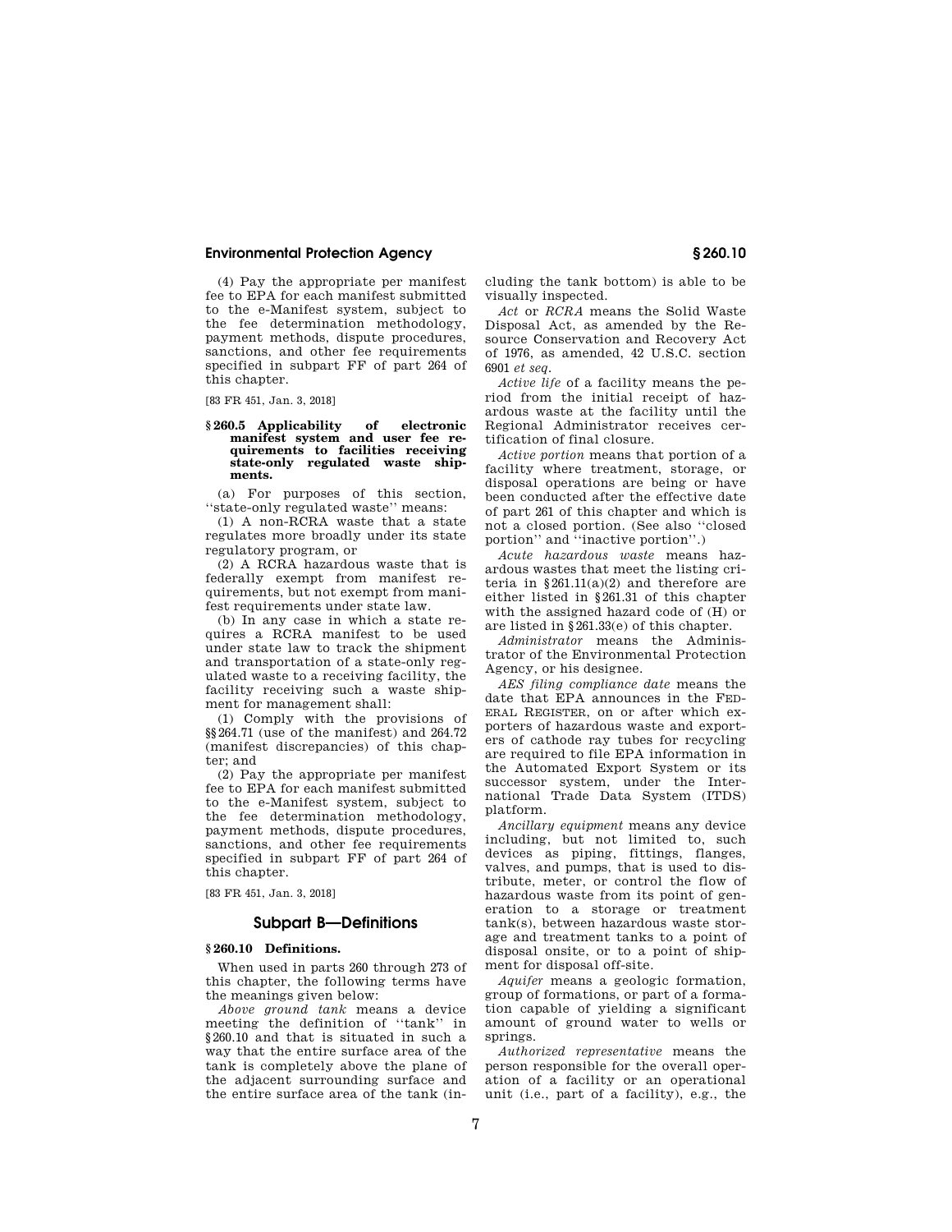(4) Pay the appropriate per manifest fee to EPA for each manifest submitted to the e-Manifest system, subject to the fee determination methodology, payment methods, dispute procedures, sanctions, and other fee requirements specified in subpart FF of part 264 of this chapter.

[83 FR 451, Jan. 3, 2018]

**§ 260.5 Applicability of electronic manifest system and user fee requirements to facilities receiving state-only regulated waste shipments.**

(a) For purposes of this section, ''state-only regulated waste'' means:

(1) A non-RCRA waste that a state regulates more broadly under its state regulatory program, or

(2) A RCRA hazardous waste that is federally exempt from manifest requirements, but not exempt from manifest requirements under state law.

(b) In any case in which a state requires a RCRA manifest to be used under state law to track the shipment and transportation of a state-only regulated waste to a receiving facility, the facility receiving such a waste shipment for management shall:

(1) Comply with the provisions of §§264.71 (use of the manifest) and 264.72 (manifest discrepancies) of this chapter; and

(2) Pay the appropriate per manifest fee to EPA for each manifest submitted to the e-Manifest system, subject to the fee determination methodology, payment methods, dispute procedures, sanctions, and other fee requirements specified in subpart FF of part 264 of this chapter.

[83 FR 451, Jan. 3, 2018]

## Subpart B—Definitions

**§ 260.10 Definitions.**

When used in parts 260 through 273 of this chapter, the following terms have the meanings given below:

*Above ground tank* means a device meeting the definition of ''tank'' in §260.10 and that is situated in such a way that the entire surface area of the tank is completely above the plane of the adjacent surrounding surface and the entire surface area of the tank (including the tank bottom) is able to be visually inspected.

*Act* or *RCRA* means the Solid Waste Disposal Act, as amended by the Resource Conservation and Recovery Act of 1976, as amended, 42 U.S.C. section 6901 *et seq*.

*Active life* of a facility means the period from the initial receipt of hazardous waste at the facility until the Regional Administrator receives certification of final closure.

*Active portion* means that portion of a facility where treatment, storage, or disposal operations are being or have been conducted after the effective date of part 261 of this chapter and which is not a closed portion. (See also ''closed portion'' and ''inactive portion''.)

*Acute hazardous waste* means hazardous wastes that meet the listing criteria in §261.11(a)(2) and therefore are either listed in §261.31 of this chapter with the assigned hazard code of (H) or are listed in §261.33(e) of this chapter.

*Administrator* means the Administrator of the Environmental Protection Agency, or his designee.

*AES filing compliance date* means the date that EPA announces in the FEDERAL REGISTER, on or after which exporters of hazardous waste and exporters of cathode ray tubes for recycling are required to file EPA information in the Automated Export System or its successor system, under the International Trade Data System (ITDS) platform.

*Ancillary equipment* means any device including, but not limited to, such devices as piping, fittings, flanges, valves, and pumps, that is used to distribute, meter, or control the flow of hazardous waste from its point of generation to a storage or treatment tank(s), between hazardous waste storage and treatment tanks to a point of disposal onsite, or to a point of shipment for disposal off-site.

*Aquifer* means a geologic formation, group of formations, or part of a formation capable of yielding a significant amount of ground water to wells or springs.

*Authorized representative* means the person responsible for the overall operation of a facility or an operational unit (i.e., part of a facility), e.g., the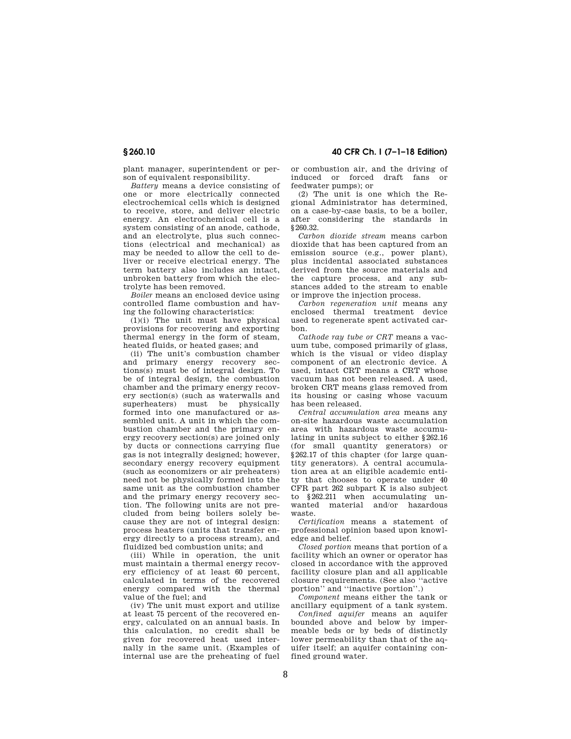plant manager, superintendent or person of equivalent responsibility.

*Battery* means a device consisting of one or more electrically connected electrochemical cells which is designed to receive, store, and deliver electric energy. An electrochemical cell is a system consisting of an anode, cathode, and an electrolyte, plus such connections (electrical and mechanical) as may be needed to allow the cell to deliver or receive electrical energy. The term battery also includes an intact, unbroken battery from which the electrolyte has been removed.

*Boiler* means an enclosed device using controlled flame combustion and having the following characteristics:

(1)(i) The unit must have physical provisions for recovering and exporting thermal energy in the form of steam, heated fluids, or heated gases; and

(ii) The unit's combustion chamber and primary energy recovery sections(s) must be of integral design. To be of integral design, the combustion chamber and the primary energy recovery section(s) (such as waterwalls and superheaters) must be physically formed into one manufactured or assembled unit. A unit in which the combustion chamber and the primary energy recovery section(s) are joined only by ducts or connections carrying flue gas is not integrally designed; however, secondary energy recovery equipment (such as economizers or air preheaters) need not be physically formed into the same unit as the combustion chamber and the primary energy recovery section. The following units are not precluded from being boilers solely because they are not of integral design: process heaters (units that transfer energy directly to a process stream), and fluidized bed combustion units; and

(iii) While in operation, the unit must maintain a thermal energy recovery efficiency of at least 60 percent, calculated in terms of the recovered energy compared with the thermal value of the fuel; and

(iv) The unit must export and utilize at least 75 percent of the recovered energy, calculated on an annual basis. In this calculation, no credit shall be given for recovered heat used internally in the same unit. (Examples of internal use are the preheating of fuel or combustion air, and the driving of induced or forced draft fans or feedwater pumps); or

(2) The unit is one which the Regional Administrator has determined, on a case-by-case basis, to be a boiler, after considering the standards in §260.32.

*Carbon dioxide stream* means carbon dioxide that has been captured from an emission source (e.g., power plant), plus incidental associated substances derived from the source materials and the capture process, and any substances added to the stream to enable or improve the injection process.

*Carbon regeneration unit* means any enclosed thermal treatment device used to regenerate spent activated carbon.

*Cathode ray tube or CRT* means a vacuum tube, composed primarily of glass, which is the visual or video display component of an electronic device. A used, intact CRT means a CRT whose vacuum has not been released. A used, broken CRT means glass removed from its housing or casing whose vacuum has been released.

*Central accumulation area* means any on-site hazardous waste accumulation area with hazardous waste accumulating in units subject to either §262.16 (for small quantity generators) or §262.17 of this chapter (for large quantity generators). A central accumulation area at an eligible academic entity that chooses to operate under 40 CFR part 262 subpart K is also subject to §262.211 when accumulating unwanted material and/or hazardous waste.

*Certification* means a statement of professional opinion based upon knowledge and belief.

*Closed portion* means that portion of a facility which an owner or operator has closed in accordance with the approved facility closure plan and all applicable closure requirements. (See also "active portion" and "inactive portion".)

*Component* means either the tank or ancillary equipment of a tank system.

*Confined aquifer* means an aquifer bounded above and below by impermeable beds or by beds of distinctly lower permeability than that of the aquifer itself; an aquifer containing confined ground water.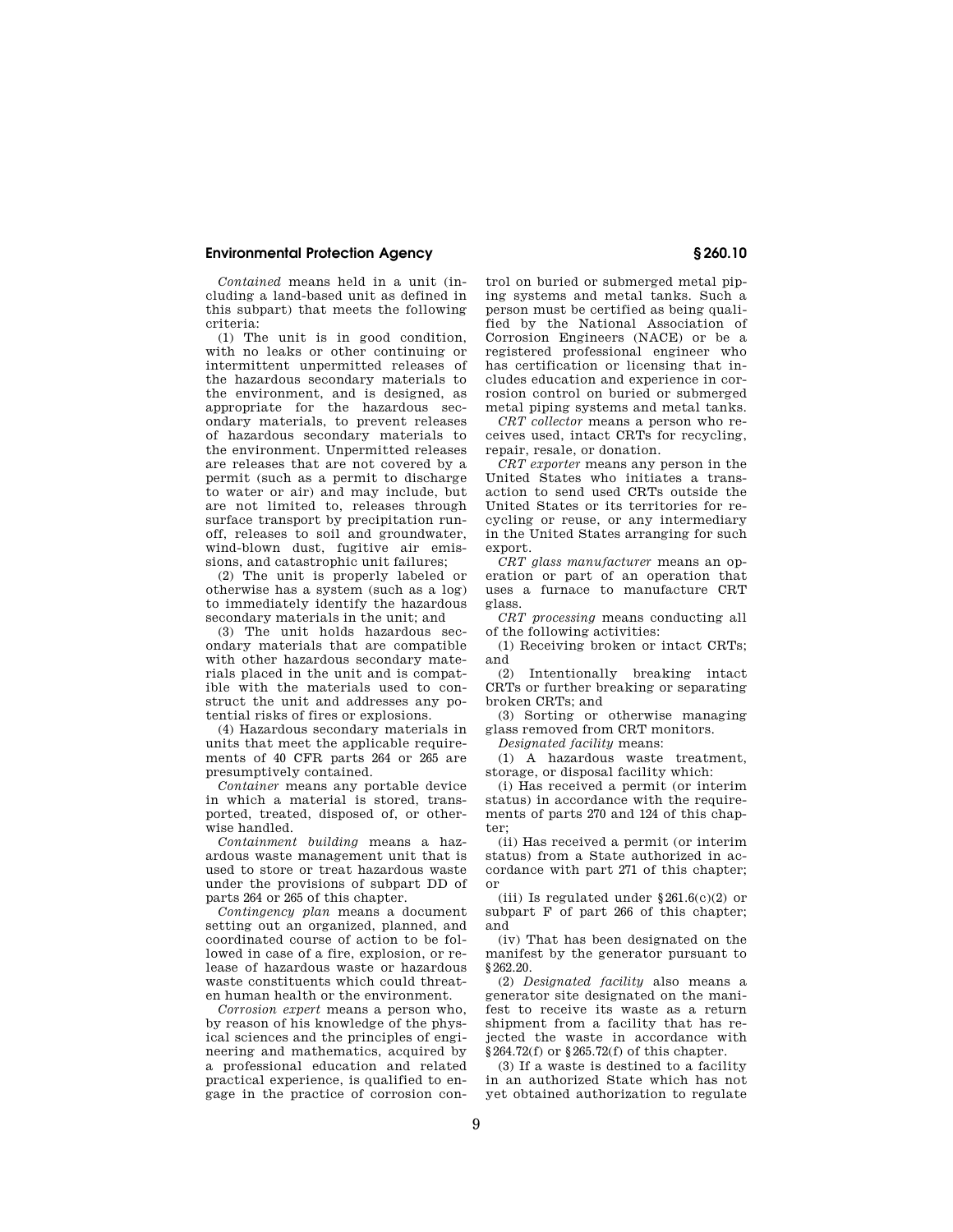*Contained* means held in a unit (including a land-based unit as defined in this subpart) that meets the following criteria:

(1) The unit is in good condition, with no leaks or other continuing or intermittent unpermitted releases of the hazardous secondary materials to the environment, and is designed, as appropriate for the hazardous secondary materials, to prevent releases of hazardous secondary materials to the environment. Unpermitted releases are releases that are not covered by a permit (such as a permit to discharge to water or air) and may include, but are not limited to, releases through surface transport by precipitation runoff, releases to soil and groundwater, wind-blown dust, fugitive air emissions, and catastrophic unit failures;

(2) The unit is properly labeled or otherwise has a system (such as a log) to immediately identify the hazardous secondary materials in the unit; and

(3) The unit holds hazardous secondary materials that are compatible with other hazardous secondary materials placed in the unit and is compatible with the materials used to construct the unit and addresses any potential risks of fires or explosions.

(4) Hazardous secondary materials in units that meet the applicable requirements of 40 CFR parts 264 or 265 are presumptively contained.

*Container* means any portable device in which a material is stored, transported, treated, disposed of, or otherwise handled.

*Containment building* means a hazardous waste management unit that is used to store or treat hazardous waste under the provisions of subpart DD of parts 264 or 265 of this chapter.

*Contingency plan* means a document setting out an organized, planned, and coordinated course of action to be followed in case of a fire, explosion, or release of hazardous waste or hazardous waste constituents which could threaten human health or the environment.

*Corrosion expert* means a person who, by reason of his knowledge of the physical sciences and the principles of engineering and mathematics, acquired by a professional education and related practical experience, is qualified to engage in the practice of corrosion control on buried or submerged metal piping systems and metal tanks. Such a person must be certified as being qualified by the National Association of Corrosion Engineers (NACE) or be a registered professional engineer who has certification or licensing that includes education and experience in corrosion control on buried or submerged metal piping systems and metal tanks.

*CRT collector* means a person who receives used, intact CRTs for recycling, repair, resale, or donation.

*CRT exporter* means any person in the United States who initiates a transaction to send used CRTs outside the United States or its territories for recycling or reuse, or any intermediary in the United States arranging for such export.

*CRT glass manufacturer* means an operation or part of an operation that uses a furnace to manufacture CRT glass.

*CRT processing* means conducting all of the following activities:

(1) Receiving broken or intact CRTs; and

(2) Intentionally breaking intact CRTs or further breaking or separating broken CRTs; and

(3) Sorting or otherwise managing glass removed from CRT monitors.

*Designated facility* means:

(1) A hazardous waste treatment, storage, or disposal facility which:

(i) Has received a permit (or interim status) in accordance with the requirements of parts 270 and 124 of this chapter;

(ii) Has received a permit (or interim status) from a State authorized in accordance with part 271 of this chapter; or

(iii) Is regulated under §261.6(c)(2) or subpart F of part 266 of this chapter; and

(iv) That has been designated on the manifest by the generator pursuant to §262.20.

(2) *Designated facility* also means a generator site designated on the manifest to receive its waste as a return shipment from a facility that has rejected the waste in accordance with §264.72(f) or §265.72(f) of this chapter.

(3) If a waste is destined to a facility in an authorized State which has not yet obtained authorization to regulate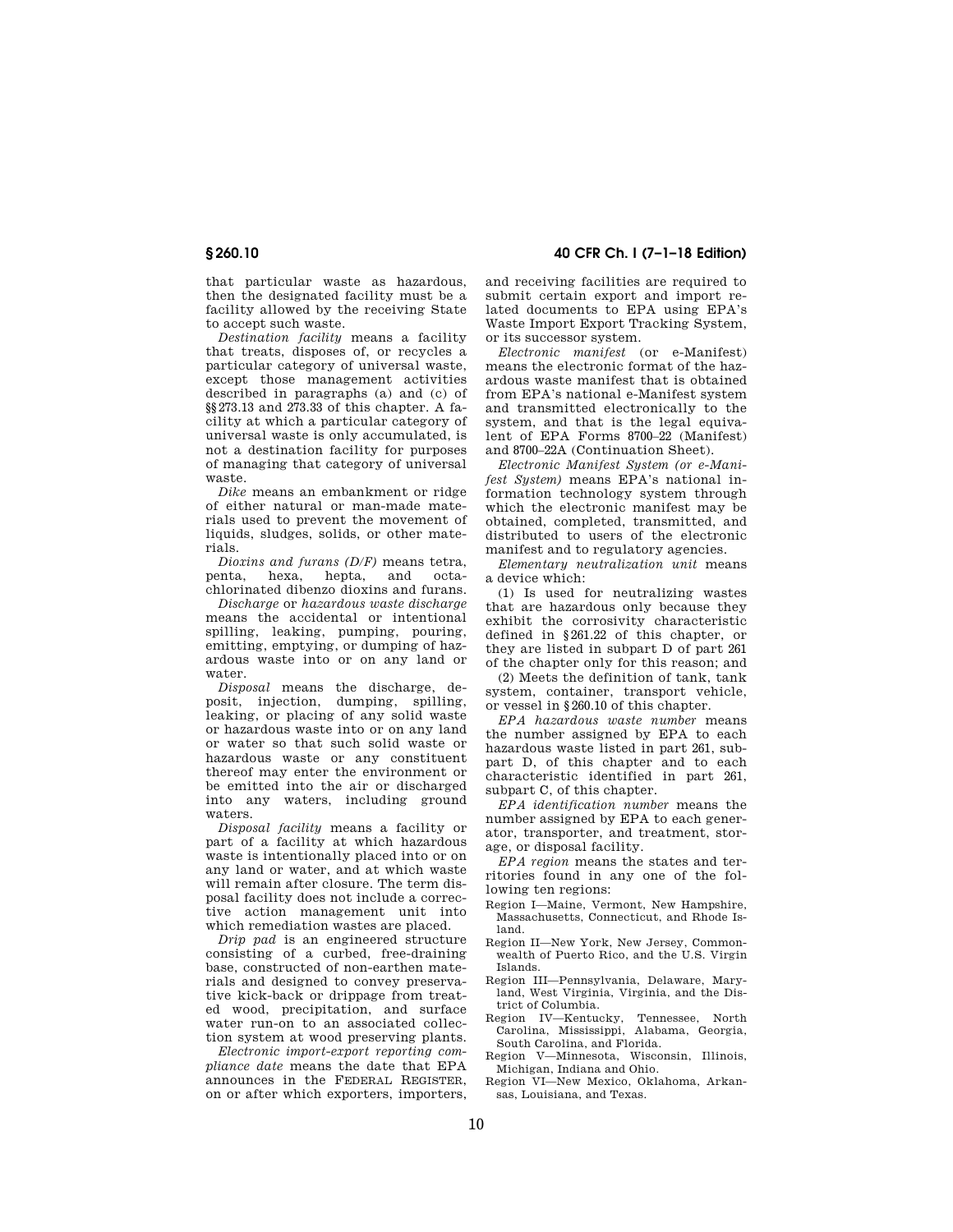that particular waste as hazardous, then the designated facility must be a facility allowed by the receiving State to accept such waste.

*Destination facility* means a facility that treats, disposes of, or recycles a particular category of universal waste, except those management activities described in paragraphs (a) and (c) of §§273.13 and 273.33 of this chapter. A facility at which a particular category of universal waste is only accumulated, is not a destination facility for purposes of managing that category of universal waste.

*Dike* means an embankment or ridge of either natural or man-made materials used to prevent the movement of liquids, sludges, solids, or other materials.

*Dioxins and furans (D/F)* means tetra, penta, hexa, hepta, and octa-chlorinated dibenzo dioxins and furans.

*Discharge* or *hazardous waste discharge* means the accidental or intentional spilling, leaking, pumping, pouring, emitting, emptying, or dumping of hazardous waste into or on any land or water.

*Disposal* means the discharge, deposit, injection, dumping, spilling, leaking, or placing of any solid waste or hazardous waste into or on any land or water so that such solid waste or hazardous waste or any constituent thereof may enter the environment or be emitted into the air or discharged into any waters, including ground waters.

*Disposal facility* means a facility or part of a facility at which hazardous waste is intentionally placed into or on any land or water, and at which waste will remain after closure. The term disposal facility does not include a corrective action management unit into which remediation wastes are placed.

*Drip pad* is an engineered structure consisting of a curbed, free-draining base, constructed of non-earthen materials and designed to convey preservative kick-back or drippage from treated wood, precipitation, and surface water run-on to an associated collection system at wood preserving plants.

*Electronic import-export reporting compliance date* means the date that EPA announces in the FEDERAL REGISTER, on or after which exporters, importers, and receiving facilities are required to submit certain export and import related documents to EPA using EPA's Waste Import Export Tracking System, or its successor system.

*Electronic manifest* (or e-Manifest) means the electronic format of the hazardous waste manifest that is obtained from EPA's national e-Manifest system and transmitted electronically to the system, and that is the legal equivalent of EPA Forms 8700–22 (Manifest) and 8700–22A (Continuation Sheet).

*Electronic Manifest System (or e-Manifest System)* means EPA's national information technology system through which the electronic manifest may be obtained, completed, transmitted, and distributed to users of the electronic manifest and to regulatory agencies.

*Elementary neutralization unit* means a device which:

(1) Is used for neutralizing wastes that are hazardous only because they exhibit the corrosivity characteristic defined in §261.22 of this chapter, or they are listed in subpart D of part 261 of the chapter only for this reason; and

(2) Meets the definition of tank, tank system, container, transport vehicle, or vessel in §260.10 of this chapter.

*EPA hazardous waste number* means the number assigned by EPA to each hazardous waste listed in part 261, subpart D, of this chapter and to each characteristic identified in part 261, subpart C, of this chapter.

*EPA identification number* means the number assigned by EPA to each generator, transporter, and treatment, storage, or disposal facility.

*EPA region* means the states and territories found in any one of the following ten regions:

Region I—Maine, Vermont, New Hampshire, Massachusetts, Connecticut, and Rhode Island.

Region II—New York, New Jersey, Commonwealth of Puerto Rico, and the U.S. Virgin Islands.

Region III—Pennsylvania, Delaware, Maryland, West Virginia, Virginia, and the District of Columbia.

Region IV—Kentucky, Tennessee, North Carolina, Mississippi, Alabama, Georgia, South Carolina, and Florida.

Region V—Minnesota, Wisconsin, Illinois, Michigan, Indiana and Ohio.

Region VI—New Mexico, Oklahoma, Arkansas, Louisiana, and Texas.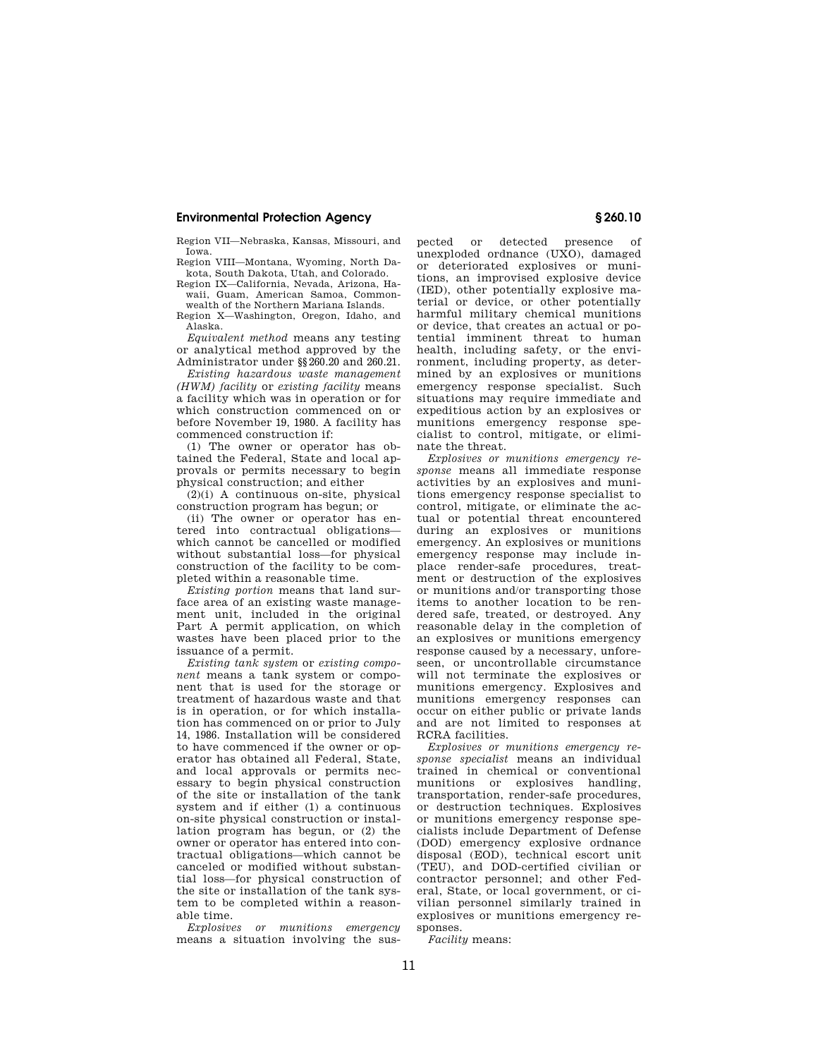Region VII—Nebraska, Kansas, Missouri, and Iowa.

Region VIII—Montana, Wyoming, North Dakota, South Dakota, Utah, and Colorado.

Region IX—California, Nevada, Arizona, Hawaii, Guam, American Samoa, Commonwealth of the Northern Mariana Islands.

Region X—Washington, Oregon, Idaho, and Alaska.

*Equivalent method* means any testing or analytical method approved by the Administrator under §§260.20 and 260.21.

*Existing hazardous waste management (HWM) facility* or *existing facility* means a facility which was in operation or for which construction commenced on or before November 19, 1980. A facility has commenced construction if:

(1) The owner or operator has obtained the Federal, State and local approvals or permits necessary to begin physical construction; and either

(2)(i) A continuous on-site, physical construction program has begun; or

(ii) The owner or operator has entered into contractual obligations—which cannot be cancelled or modified without substantial loss—for physical construction of the facility to be completed within a reasonable time.

*Existing portion* means that land surface area of an existing waste management unit, included in the original Part A permit application, on which wastes have been placed prior to the issuance of a permit.

*Existing tank system* or *existing component* means a tank system or component that is used for the storage or treatment of hazardous waste and that is in operation, or for which installation has commenced on or prior to July 14, 1986. Installation will be considered to have commenced if the owner or operator has obtained all Federal, State, and local approvals or permits necessary to begin physical construction of the site or installation of the tank system and if either (1) a continuous on-site physical construction or installation program has begun, or (2) the owner or operator has entered into contractual obligations—which cannot be canceled or modified without substantial loss—for physical construction of the site or installation of the tank system to be completed within a reasonable time.

*Explosives or munitions emergency* means a situation involving the suspected or detected presence of unexploded ordnance (UXO), damaged or deteriorated explosives or munitions, an improvised explosive device (IED), other potentially explosive material or device, or other potentially harmful military chemical munitions or device, that creates an actual or potential imminent threat to human health, including safety, or the environment, including property, as determined by an explosives or munitions emergency response specialist. Such situations may require immediate and expeditious action by an explosives or munitions emergency response specialist to control, mitigate, or eliminate the threat.

*Explosives or munitions emergency response* means all immediate response activities by an explosives and munitions emergency response specialist to control, mitigate, or eliminate the actual or potential threat encountered during an explosives or munitions emergency. An explosives or munitions emergency response may include in-place render-safe procedures, treatment or destruction of the explosives or munitions and/or transporting those items to another location to be rendered safe, treated, or destroyed. Any reasonable delay in the completion of an explosives or munitions emergency response caused by a necessary, unforeseen, or uncontrollable circumstance will not terminate the explosives or munitions emergency. Explosives and munitions emergency responses can occur on either public or private lands and are not limited to responses at RCRA facilities.

*Explosives or munitions emergency response specialist* means an individual trained in chemical or conventional munitions or explosives handling, transportation, render-safe procedures, or destruction techniques. Explosives or munitions emergency response specialists include Department of Defense (DOD) emergency explosive ordnance disposal (EOD), technical escort unit (TEU), and DOD-certified civilian or contractor personnel; and other Federal, State, or local government, or civilian personnel similarly trained in explosives or munitions emergency responses.

*Facility* means: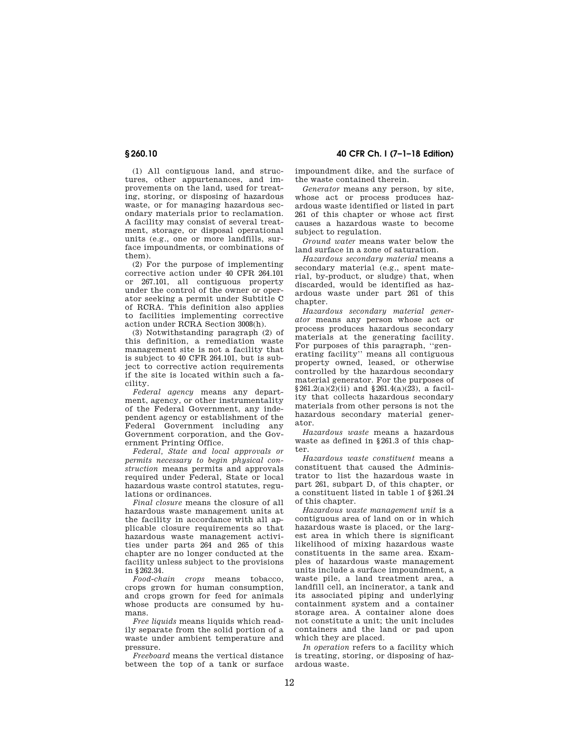(1) All contiguous land, and structures, other appurtenances, and improvements on the land, used for treating, storing, or disposing of hazardous waste, or for managing hazardous secondary materials prior to reclamation. A facility may consist of several treatment, storage, or disposal operational units (e.g., one or more landfills, surface impoundments, or combinations of them).

(2) For the purpose of implementing corrective action under 40 CFR 264.101 or 267.101, all contiguous property under the control of the owner or operator seeking a permit under Subtitle C of RCRA. This definition also applies to facilities implementing corrective action under RCRA Section 3008(h).

(3) Notwithstanding paragraph (2) of this definition, a remediation waste management site is not a facility that is subject to 40 CFR 264.101, but is subject to corrective action requirements if the site is located within such a facility.

*Federal agency* means any department, agency, or other instrumentality of the Federal Government, any independent agency or establishment of the Federal Government including any Government corporation, and the Government Printing Office.

*Federal, State and local approvals or permits necessary to begin physical construction* means permits and approvals required under Federal, State or local hazardous waste control statutes, regulations or ordinances.

*Final closure* means the closure of all hazardous waste management units at the facility in accordance with all applicable closure requirements so that hazardous waste management activities under parts 264 and 265 of this chapter are no longer conducted at the facility unless subject to the provisions in §262.34.

*Food-chain crops* means tobacco, crops grown for human consumption, and crops grown for feed for animals whose products are consumed by humans.

*Free liquids* means liquids which readily separate from the solid portion of a waste under ambient temperature and pressure.

*Freeboard* means the vertical distance between the top of a tank or surface impoundment dike, and the surface of the waste contained therein.

*Generator* means any person, by site, whose act or process produces hazardous waste identified or listed in part 261 of this chapter or whose act first causes a hazardous waste to become subject to regulation.

*Ground water* means water below the land surface in a zone of saturation.

*Hazardous secondary material* means a secondary material (e.g., spent material, by-product, or sludge) that, when discarded, would be identified as hazardous waste under part 261 of this chapter.

*Hazardous secondary material generator* means any person whose act or process produces hazardous secondary materials at the generating facility. For purposes of this paragraph, "generating facility" means all contiguous property owned, leased, or otherwise controlled by the hazardous secondary material generator. For the purposes of §261.2(a)(2)(ii) and §261.4(a)(23), a facility that collects hazardous secondary materials from other persons is not the hazardous secondary material generator.

*Hazardous waste* means a hazardous waste as defined in §261.3 of this chapter.

*Hazardous waste constituent* means a constituent that caused the Administrator to list the hazardous waste in part 261, subpart D, of this chapter, or a constituent listed in table 1 of §261.24 of this chapter.

*Hazardous waste management unit* is a contiguous area of land on or in which hazardous waste is placed, or the largest area in which there is significant likelihood of mixing hazardous waste constituents in the same area. Examples of hazardous waste management units include a surface impoundment, a waste pile, a land treatment area, a landfill cell, an incinerator, a tank and its associated piping and underlying containment system and a container storage area. A container alone does not constitute a unit; the unit includes containers and the land or pad upon which they are placed.

*In operation* refers to a facility which is treating, storing, or disposing of hazardous waste.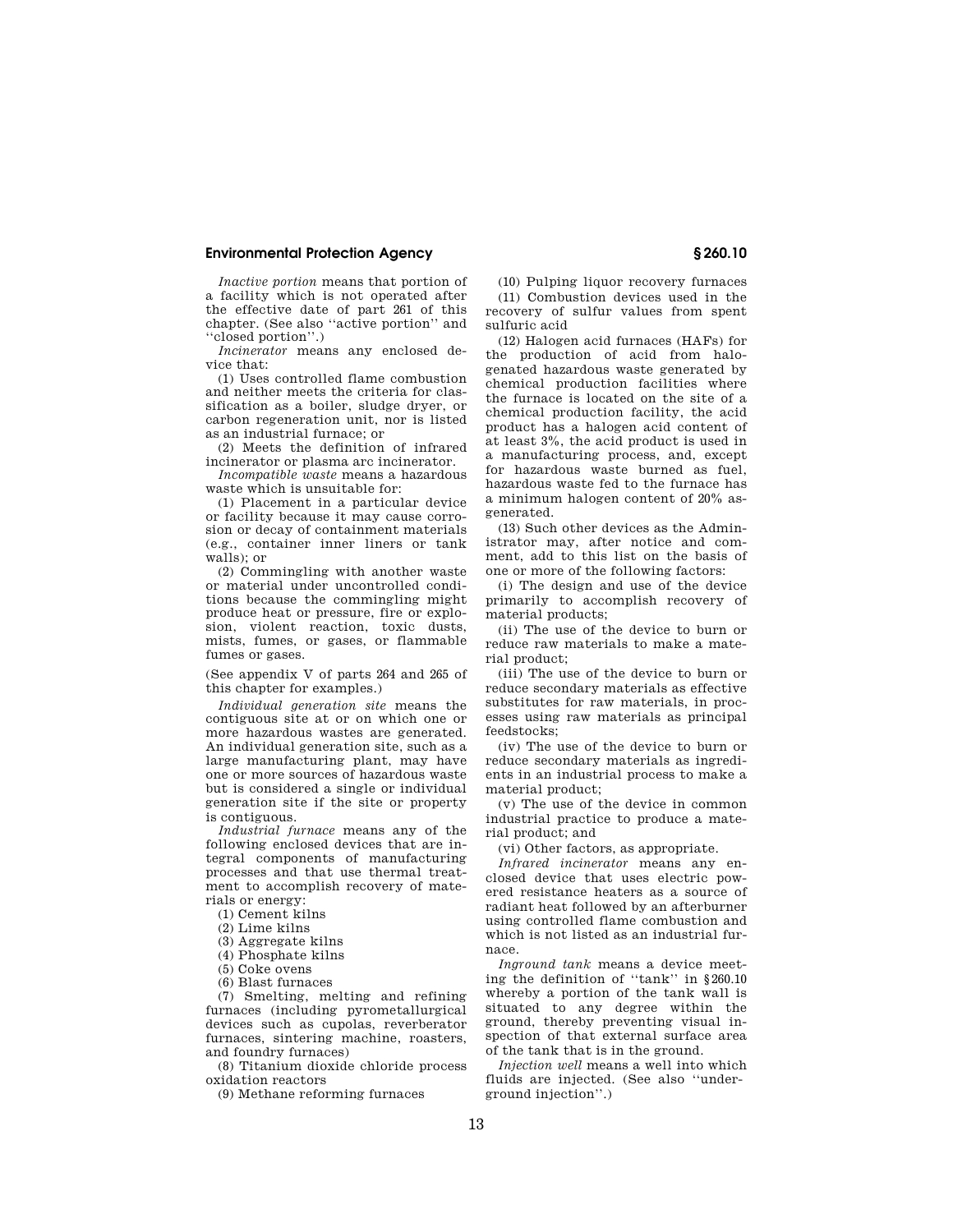*Inactive portion* means that portion of a facility which is not operated after the effective date of part 261 of this chapter. (See also ''active portion'' and ''closed portion''.)

*Incinerator* means any enclosed device that:

(1) Uses controlled flame combustion and neither meets the criteria for classification as a boiler, sludge dryer, or carbon regeneration unit, nor is listed as an industrial furnace; or

(2) Meets the definition of infrared incinerator or plasma arc incinerator.

*Incompatible waste* means a hazardous waste which is unsuitable for:

(1) Placement in a particular device or facility because it may cause corrosion or decay of containment materials (e.g., container inner liners or tank walls); or

(2) Commingling with another waste or material under uncontrolled conditions because the commingling might produce heat or pressure, fire or explosion, violent reaction, toxic dusts, mists, fumes, or gases, or flammable fumes or gases.

(See appendix V of parts 264 and 265 of this chapter for examples.)

*Individual generation site* means the contiguous site at or on which one or more hazardous wastes are generated. An individual generation site, such as a large manufacturing plant, may have one or more sources of hazardous waste but is considered a single or individual generation site if the site or property is contiguous.

*Industrial furnace* means any of the following enclosed devices that are integral components of manufacturing processes and that use thermal treatment to accomplish recovery of materials or energy:

(1) Cement kilns

(2) Lime kilns

(3) Aggregate kilns

(4) Phosphate kilns

(5) Coke ovens

(6) Blast furnaces

(7) Smelting, melting and refining furnaces (including pyrometallurgical devices such as cupolas, reverberator furnaces, sintering machine, roasters, and foundry furnaces)

(8) Titanium dioxide chloride process oxidation reactors

(9) Methane reforming furnaces

(10) Pulping liquor recovery furnaces

(11) Combustion devices used in the recovery of sulfur values from spent sulfuric acid

(12) Halogen acid furnaces (HAFs) for the production of acid from halogenated hazardous waste generated by chemical production facilities where the furnace is located on the site of a chemical production facility, the acid product has a halogen acid content of at least 3%, the acid product is used in a manufacturing process, and, except for hazardous waste burned as fuel, hazardous waste fed to the furnace has a minimum halogen content of 20% as-generated.

(13) Such other devices as the Administrator may, after notice and comment, add to this list on the basis of one or more of the following factors:

(i) The design and use of the device primarily to accomplish recovery of material products;

(ii) The use of the device to burn or reduce raw materials to make a material product;

(iii) The use of the device to burn or reduce secondary materials as effective substitutes for raw materials, in processes using raw materials as principal feedstocks;

(iv) The use of the device to burn or reduce secondary materials as ingredients in an industrial process to make a material product;

(v) The use of the device in common industrial practice to produce a material product; and

(vi) Other factors, as appropriate.

*Infrared incinerator* means any enclosed device that uses electric powered resistance heaters as a source of radiant heat followed by an afterburner using controlled flame combustion and which is not listed as an industrial furnace.

*Inground tank* means a device meeting the definition of ''tank'' in §260.10 whereby a portion of the tank wall is situated to any degree within the ground, thereby preventing visual inspection of that external surface area of the tank that is in the ground.

*Injection well* means a well into which fluids are injected. (See also ''underground injection''.)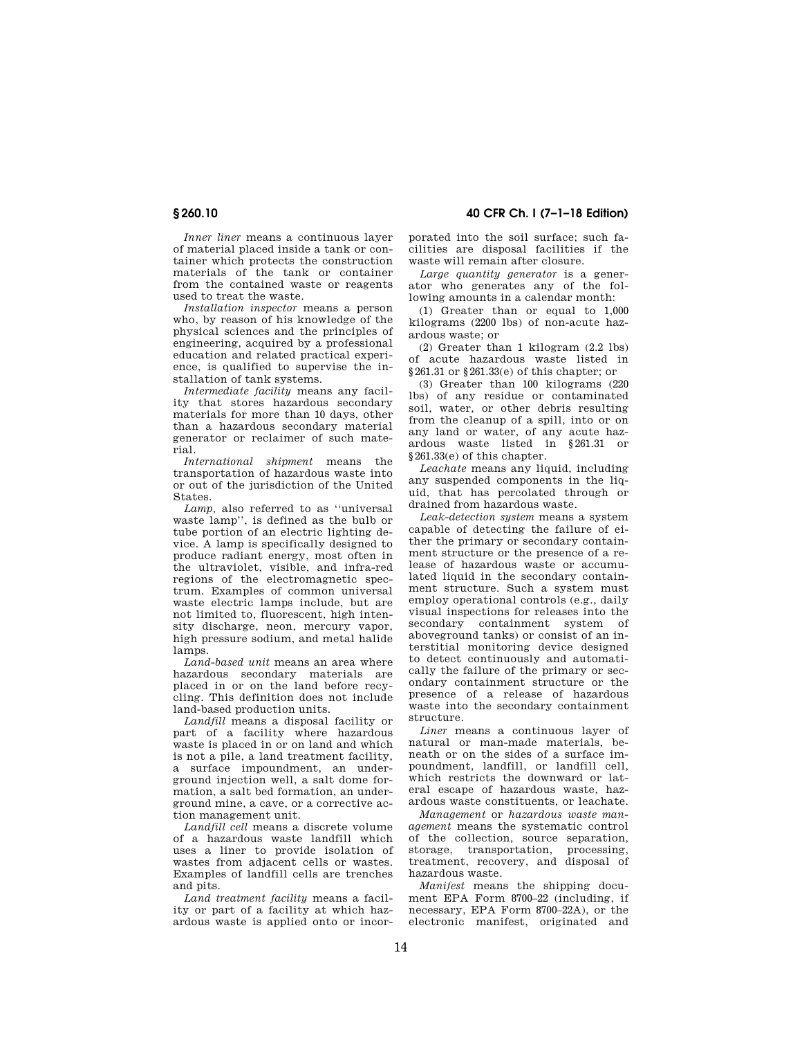*Inner liner* means a continuous layer of material placed inside a tank or container which protects the construction materials of the tank or container from the contained waste or reagents used to treat the waste.

*Installation inspector* means a person who, by reason of his knowledge of the physical sciences and the principles of engineering, acquired by a professional education and related practical experience, is qualified to supervise the installation of tank systems.

*Intermediate facility* means any facility that stores hazardous secondary materials for more than 10 days, other than a hazardous secondary material generator or reclaimer of such material.

*International shipment* means the transportation of hazardous waste into or out of the jurisdiction of the United States.

*Lamp*, also referred to as ''universal waste lamp'', is defined as the bulb or tube portion of an electric lighting device. A lamp is specifically designed to produce radiant energy, most often in the ultraviolet, visible, and infra-red regions of the electromagnetic spectrum. Examples of common universal waste electric lamps include, but are not limited to, fluorescent, high intensity discharge, neon, mercury vapor, high pressure sodium, and metal halide lamps.

*Land-based unit* means an area where hazardous secondary materials are placed in or on the land before recycling. This definition does not include land-based production units.

*Landfill* means a disposal facility or part of a facility where hazardous waste is placed in or on land and which is not a pile, a land treatment facility, a surface impoundment, an underground injection well, a salt dome formation, a salt bed formation, an underground mine, a cave, or a corrective action management unit.

*Landfill cell* means a discrete volume of a hazardous waste landfill which uses a liner to provide isolation of wastes from adjacent cells or wastes. Examples of landfill cells are trenches and pits.

*Land treatment facility* means a facility or part of a facility at which hazardous waste is applied onto or incorporated into the soil surface; such facilities are disposal facilities if the waste will remain after closure.

*Large quantity generator* is a generator who generates any of the following amounts in a calendar month:

(1) Greater than or equal to 1,000 kilograms (2200 lbs) of non-acute hazardous waste; or

(2) Greater than 1 kilogram (2.2 lbs) of acute hazardous waste listed in §261.31 or §261.33(e) of this chapter; or

(3) Greater than 100 kilograms (220 lbs) of any residue or contaminated soil, water, or other debris resulting from the cleanup of a spill, into or on any land or water, of any acute hazardous waste listed in §261.31 or §261.33(e) of this chapter.

*Leachate* means any liquid, including any suspended components in the liquid, that has percolated through or drained from hazardous waste.

*Leak-detection system* means a system capable of detecting the failure of either the primary or secondary containment structure or the presence of a release of hazardous waste or accumulated liquid in the secondary containment structure. Such a system must employ operational controls (e.g., daily visual inspections for releases into the secondary containment system of aboveground tanks) or consist of an interstitial monitoring device designed to detect continuously and automatically the failure of the primary or secondary containment structure or the presence of a release of hazardous waste into the secondary containment structure.

*Liner* means a continuous layer of natural or man-made materials, beneath or on the sides of a surface impoundment, landfill, or landfill cell, which restricts the downward or lateral escape of hazardous waste, hazardous waste constituents, or leachate.

*Management* or *hazardous waste management* means the systematic control of the collection, source separation, storage, transportation, processing, treatment, recovery, and disposal of hazardous waste.

*Manifest* means the shipping document EPA Form 8700–22 (including, if necessary, EPA Form 8700–22A), or the electronic manifest, originated and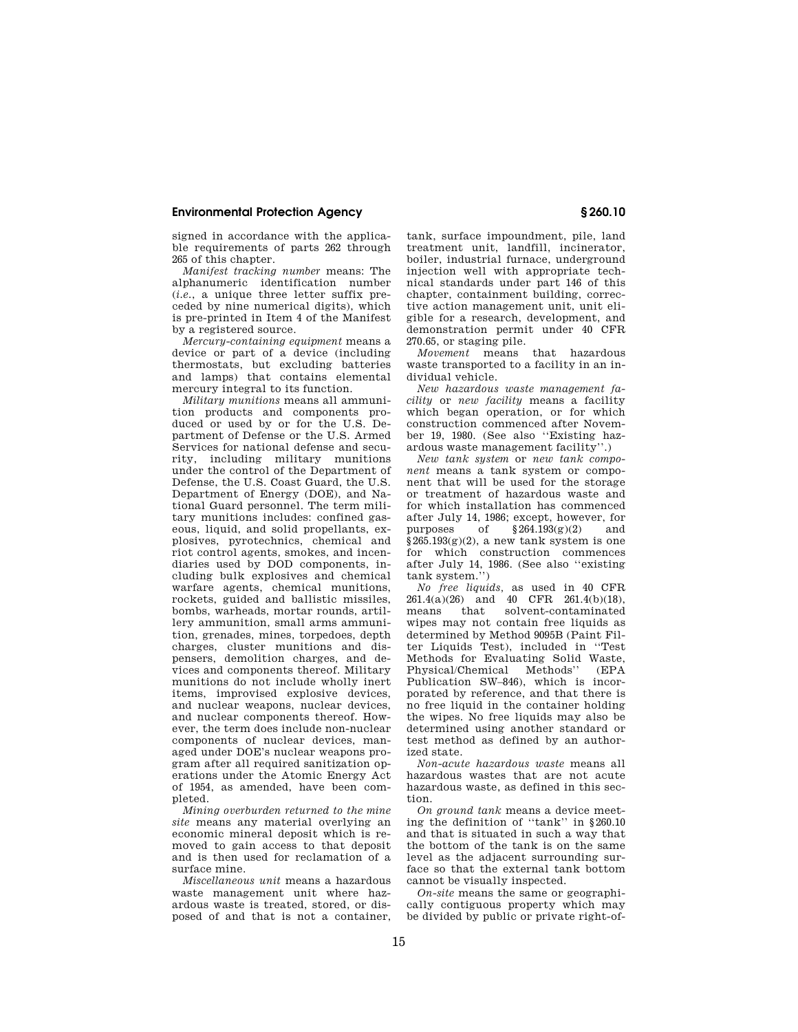signed in accordance with the applicable requirements of parts 262 through 265 of this chapter.

*Manifest tracking number* means: The alphanumeric identification number (*i.e.*, a unique three letter suffix preceded by nine numerical digits), which is pre-printed in Item 4 of the Manifest by a registered source.

*Mercury-containing equipment* means a device or part of a device (including thermostats, but excluding batteries and lamps) that contains elemental mercury integral to its function.

*Military munitions* means all ammunition products and components produced or used by or for the U.S. Department of Defense or the U.S. Armed Services for national defense and security, including military munitions under the control of the Department of Defense, the U.S. Coast Guard, the U.S. Department of Energy (DOE), and National Guard personnel. The term military munitions includes: confined gaseous, liquid, and solid propellants, explosives, pyrotechnics, chemical and riot control agents, smokes, and incendiaries used by DOD components, including bulk explosives and chemical warfare agents, chemical munitions, rockets, guided and ballistic missiles, bombs, warheads, mortar rounds, artillery ammunition, small arms ammunition, grenades, mines, torpedoes, depth charges, cluster munitions and dispensers, demolition charges, and devices and components thereof. Military munitions do not include wholly inert items, improvised explosive devices, and nuclear weapons, nuclear devices, and nuclear components thereof. However, the term does include non-nuclear components of nuclear devices, managed under DOE's nuclear weapons program after all required sanitization operations under the Atomic Energy Act of 1954, as amended, have been completed.

*Mining overburden returned to the mine site* means any material overlying an economic mineral deposit which is removed to gain access to that deposit and is then used for reclamation of a surface mine.

*Miscellaneous unit* means a hazardous waste management unit where hazardous waste is treated, stored, or disposed of and that is not a container, tank, surface impoundment, pile, land treatment unit, landfill, incinerator, boiler, industrial furnace, underground injection well with appropriate technical standards under part 146 of this chapter, containment building, corrective action management unit, unit eligible for a research, development, and demonstration permit under 40 CFR 270.65, or staging pile.

*Movement* means that hazardous waste transported to a facility in an individual vehicle.

*New hazardous waste management facility* or *new facility* means a facility which began operation, or for which construction commenced after November 19, 1980. (See also ''Existing hazardous waste management facility''.)

*New tank system* or *new tank component* means a tank system or component that will be used for the storage or treatment of hazardous waste and for which installation has commenced after July 14, 1986; except, however, for purposes of §264.193(g)(2) and §265.193(g)(2), a new tank system is one for which construction commences after July 14, 1986. (See also ''existing tank system.'')

*No free liquids*, as used in 40 CFR 261.4(a)(26) and 40 CFR 261.4(b)(18), means that solvent-contaminated wipes may not contain free liquids as determined by Method 9095B (Paint Filter Liquids Test), included in ''Test Methods for Evaluating Solid Waste, Physical/Chemical Methods'' (EPA Publication SW–846), which is incorporated by reference, and that there is no free liquid in the container holding the wipes. No free liquids may also be determined using another standard or test method as defined by an authorized state.

*Non-acute hazardous waste* means all hazardous wastes that are not acute hazardous waste, as defined in this section.

*On ground tank* means a device meeting the definition of ''tank'' in §260.10 and that is situated in such a way that the bottom of the tank is on the same level as the adjacent surrounding surface so that the external tank bottom cannot be visually inspected.

*On-site* means the same or geographically contiguous property which may be divided by public or private right-of-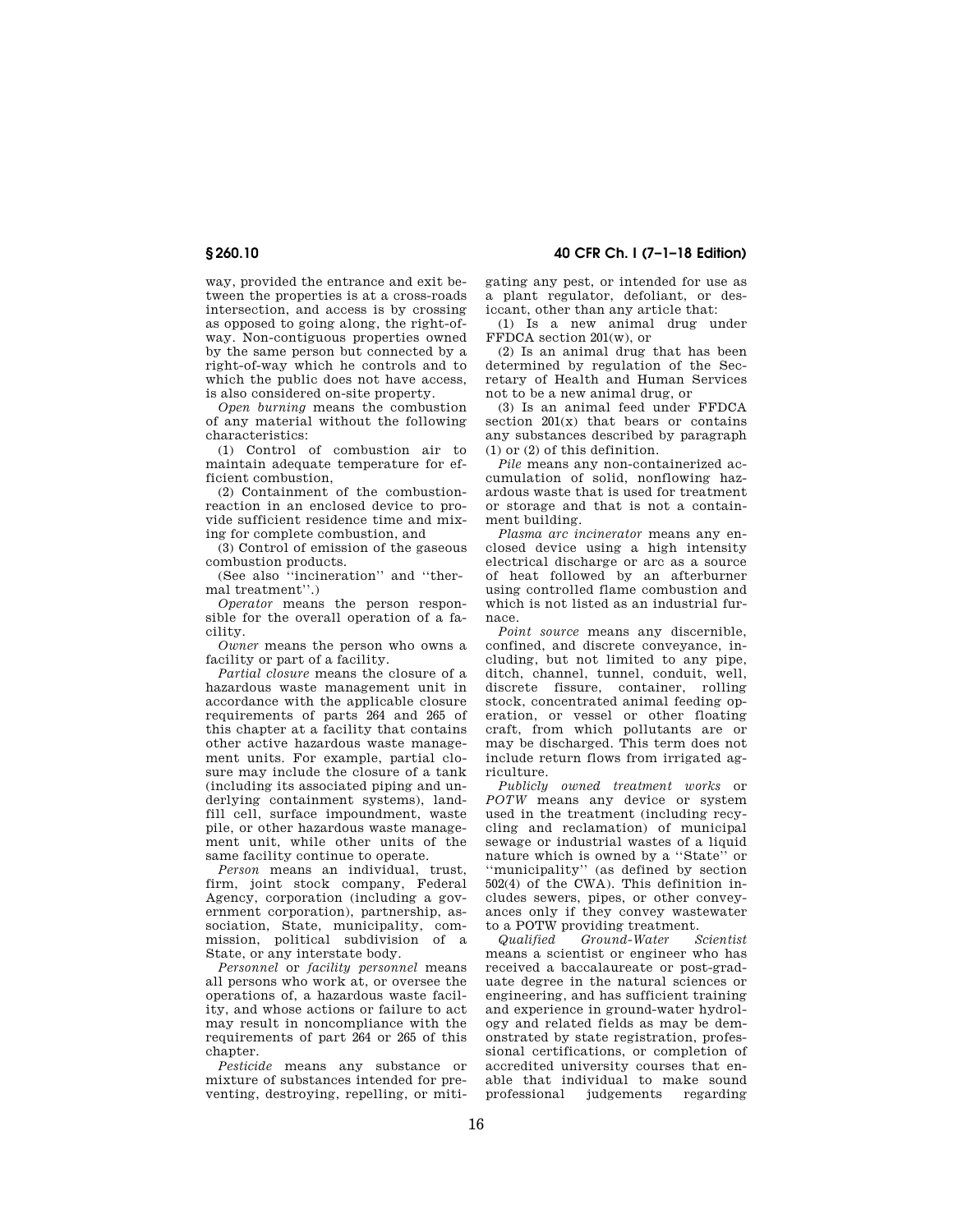way, provided the entrance and exit between the properties is at a cross-roads intersection, and access is by crossing as opposed to going along, the right-of-way. Non-contiguous properties owned by the same person but connected by a right-of-way which he controls and to which the public does not have access, is also considered on-site property.

*Open burning* means the combustion of any material without the following characteristics:

(1) Control of combustion air to maintain adequate temperature for efficient combustion,

(2) Containment of the combustion-reaction in an enclosed device to provide sufficient residence time and mixing for complete combustion, and

(3) Control of emission of the gaseous combustion products.

(See also ''incineration'' and ''thermal treatment''.)

*Operator* means the person responsible for the overall operation of a facility.

*Owner* means the person who owns a facility or part of a facility.

*Partial closure* means the closure of a hazardous waste management unit in accordance with the applicable closure requirements of parts 264 and 265 of this chapter at a facility that contains other active hazardous waste management units. For example, partial closure may include the closure of a tank (including its associated piping and underlying containment systems), landfill cell, surface impoundment, waste pile, or other hazardous waste management unit, while other units of the same facility continue to operate.

*Person* means an individual, trust, firm, joint stock company, Federal Agency, corporation (including a government corporation), partnership, association, State, municipality, commission, political subdivision of a State, or any interstate body.

*Personnel* or *facility personnel* means all persons who work at, or oversee the operations of, a hazardous waste facility, and whose actions or failure to act may result in noncompliance with the requirements of part 264 or 265 of this chapter.

*Pesticide* means any substance or mixture of substances intended for preventing, destroying, repelling, or mitigating any pest, or intended for use as a plant regulator, defoliant, or desiccant, other than any article that:

(1) Is a new animal drug under FFDCA section 201(w), or

(2) Is an animal drug that has been determined by regulation of the Secretary of Health and Human Services not to be a new animal drug, or

(3) Is an animal feed under FFDCA section 201(x) that bears or contains any substances described by paragraph (1) or (2) of this definition.

*Pile* means any non-containerized accumulation of solid, nonflowing hazardous waste that is used for treatment or storage and that is not a containment building.

*Plasma arc incinerator* means any enclosed device using a high intensity electrical discharge or arc as a source of heat followed by an afterburner using controlled flame combustion and which is not listed as an industrial furnace.

*Point source* means any discernible, confined, and discrete conveyance, including, but not limited to any pipe, ditch, channel, tunnel, conduit, well, discrete fissure, container, rolling stock, concentrated animal feeding operation, or vessel or other floating craft, from which pollutants are or may be discharged. This term does not include return flows from irrigated agriculture.

*Publicly owned treatment works* or *POTW* means any device or system used in the treatment (including recycling and reclamation) of municipal sewage or industrial wastes of a liquid nature which is owned by a ''State'' or ''municipality'' (as defined by section 502(4) of the CWA). This definition includes sewers, pipes, or other conveyances only if they convey wastewater to a POTW providing treatment.

*Qualified Ground-Water Scientist* means a scientist or engineer who has received a baccalaureate or post-graduate degree in the natural sciences or engineering, and has sufficient training and experience in ground-water hydrology and related fields as may be demonstrated by state registration, professional certifications, or completion of accredited university courses that enable that individual to make sound professional judgements regarding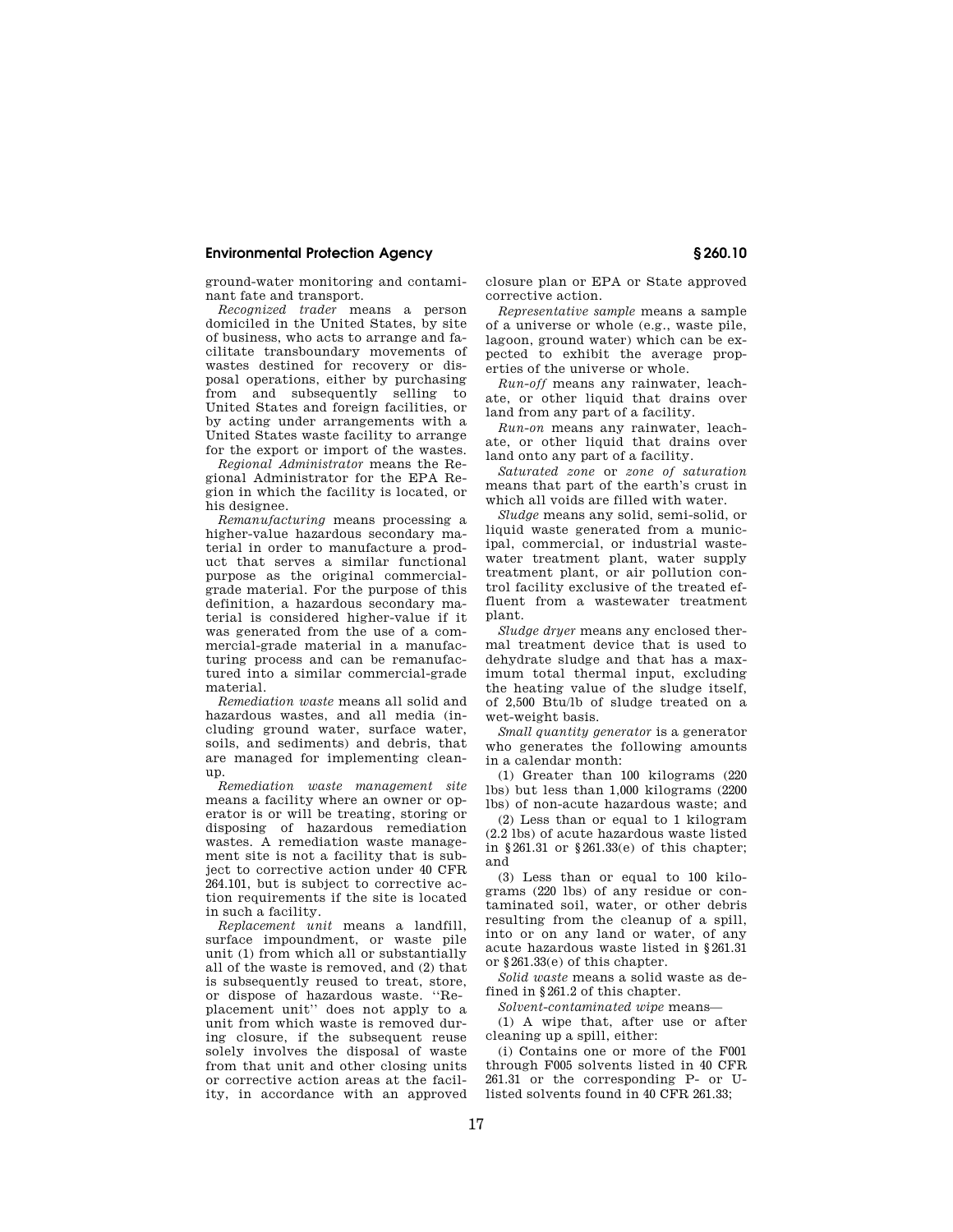ground-water monitoring and contaminant fate and transport.

*Recognized trader* means a person domiciled in the United States, by site of business, who acts to arrange and facilitate transboundary movements of wastes destined for recovery or disposal operations, either by purchasing from and subsequently selling to United States and foreign facilities, or by acting under arrangements with a United States waste facility to arrange for the export or import of the wastes.

*Regional Administrator* means the Regional Administrator for the EPA Region in which the facility is located, or his designee.

*Remanufacturing* means processing a higher-value hazardous secondary material in order to manufacture a product that serves a similar functional purpose as the original commercial-grade material. For the purpose of this definition, a hazardous secondary material is considered higher-value if it was generated from the use of a commercial-grade material in a manufacturing process and can be remanufactured into a similar commercial-grade material.

*Remediation waste* means all solid and hazardous wastes, and all media (including ground water, surface water, soils, and sediments) and debris, that are managed for implementing cleanup.

*Remediation waste management site* means a facility where an owner or operator is or will be treating, storing or disposing of hazardous remediation wastes. A remediation waste management site is not a facility that is subject to corrective action under 40 CFR 264.101, but is subject to corrective action requirements if the site is located in such a facility.

*Replacement unit* means a landfill, surface impoundment, or waste pile unit (1) from which all or substantially all of the waste is removed, and (2) that is subsequently reused to treat, store, or dispose of hazardous waste. ''Replacement unit'' does not apply to a unit from which waste is removed during closure, if the subsequent reuse solely involves the disposal of waste from that unit and other closing units or corrective action areas at the facility, in accordance with an approved closure plan or EPA or State approved corrective action.

*Representative sample* means a sample of a universe or whole (e.g., waste pile, lagoon, ground water) which can be expected to exhibit the average properties of the universe or whole.

*Run-off* means any rainwater, leachate, or other liquid that drains over land from any part of a facility.

*Run-on* means any rainwater, leachate, or other liquid that drains over land onto any part of a facility.

*Saturated zone* or *zone of saturation* means that part of the earth's crust in which all voids are filled with water.

*Sludge* means any solid, semi-solid, or liquid waste generated from a municipal, commercial, or industrial wastewater treatment plant, water supply treatment plant, or air pollution control facility exclusive of the treated effluent from a wastewater treatment plant.

*Sludge dryer* means any enclosed thermal treatment device that is used to dehydrate sludge and that has a maximum total thermal input, excluding the heating value of the sludge itself, of 2,500 Btu/lb of sludge treated on a wet-weight basis.

*Small quantity generator* is a generator who generates the following amounts in a calendar month:

(1) Greater than 100 kilograms (220 lbs) but less than 1,000 kilograms (2200 lbs) of non-acute hazardous waste; and

(2) Less than or equal to 1 kilogram (2.2 lbs) of acute hazardous waste listed in §261.31 or §261.33(e) of this chapter; and

(3) Less than or equal to 100 kilograms (220 lbs) of any residue or contaminated soil, water, or other debris resulting from the cleanup of a spill, into or on any land or water, of any acute hazardous waste listed in §261.31 or §261.33(e) of this chapter.

*Solid waste* means a solid waste as defined in §261.2 of this chapter.

*Solvent-contaminated wipe* means—

(1) A wipe that, after use or after cleaning up a spill, either:

(i) Contains one or more of the F001 through F005 solvents listed in 40 CFR 261.31 or the corresponding P- or U-listed solvents found in 40 CFR 261.33;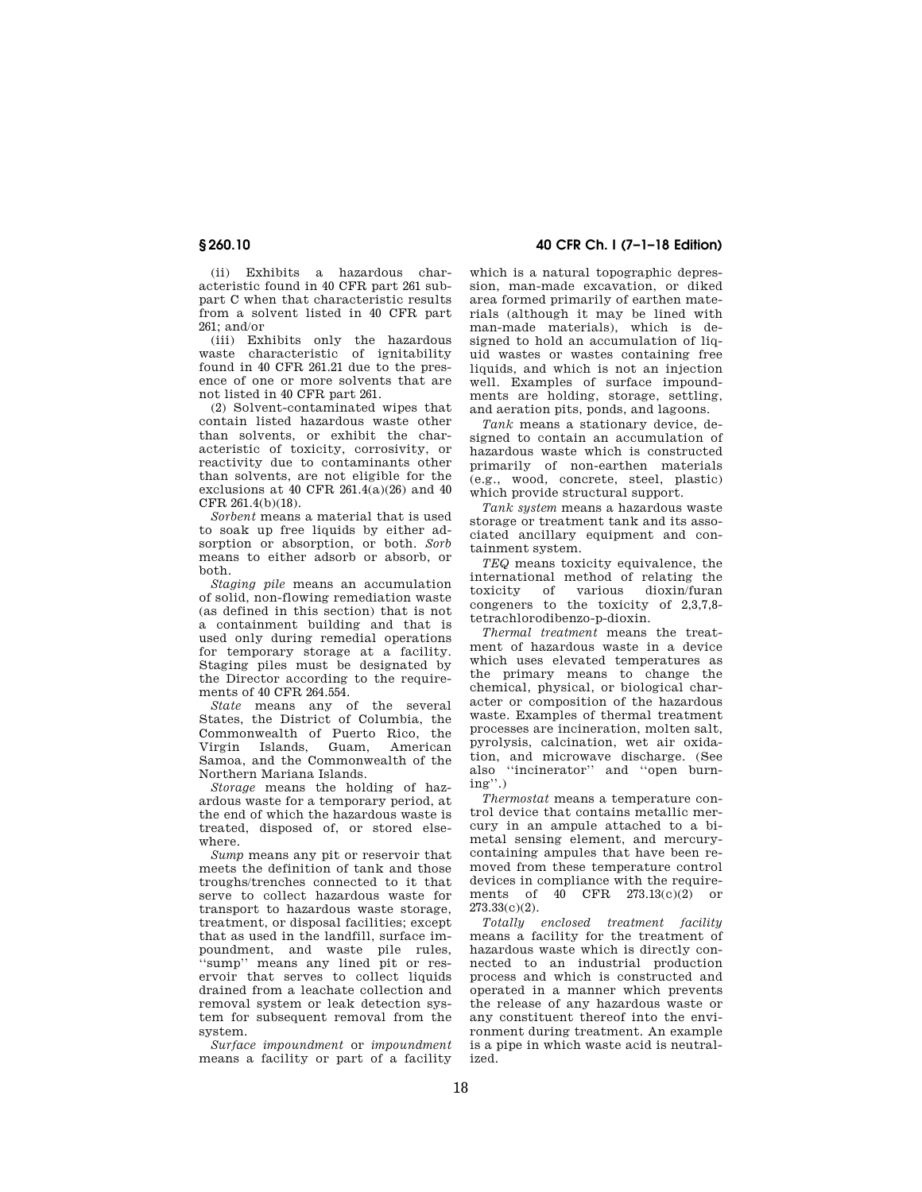(ii) Exhibits a hazardous characteristic found in 40 CFR part 261 subpart C when that characteristic results from a solvent listed in 40 CFR part 261; and/or

(iii) Exhibits only the hazardous waste characteristic of ignitability found in 40 CFR 261.21 due to the presence of one or more solvents that are not listed in 40 CFR part 261.

(2) Solvent-contaminated wipes that contain listed hazardous waste other than solvents, or exhibit the characteristic of toxicity, corrosivity, or reactivity due to contaminants other than solvents, are not eligible for the exclusions at 40 CFR 261.4(a)(26) and 40 CFR 261.4(b)(18).

*Sorbent* means a material that is used to soak up free liquids by either adsorption or absorption, or both. *Sorb* means to either adsorb or absorb, or both.

*Staging pile* means an accumulation of solid, non-flowing remediation waste (as defined in this section) that is not a containment building and that is used only during remedial operations for temporary storage at a facility. Staging piles must be designated by the Director according to the requirements of 40 CFR 264.554.

*State* means any of the several States, the District of Columbia, the Commonwealth of Puerto Rico, the Virgin Islands, Guam, American Samoa, and the Commonwealth of the Northern Mariana Islands.

*Storage* means the holding of hazardous waste for a temporary period, at the end of which the hazardous waste is treated, disposed of, or stored elsewhere.

*Sump* means any pit or reservoir that meets the definition of tank and those troughs/trenches connected to it that serve to collect hazardous waste for transport to hazardous waste storage, treatment, or disposal facilities; except that as used in the landfill, surface impoundment, and waste pile rules, ''sump'' means any lined pit or reservoir that serves to collect liquids drained from a leachate collection and removal system or leak detection system for subsequent removal from the system.

*Surface impoundment* or *impoundment* means a facility or part of a facility which is a natural topographic depression, man-made excavation, or diked area formed primarily of earthen materials (although it may be lined with man-made materials), which is designed to hold an accumulation of liquid wastes or wastes containing free liquids, and which is not an injection well. Examples of surface impoundments are holding, storage, settling, and aeration pits, ponds, and lagoons.

*Tank* means a stationary device, designed to contain an accumulation of hazardous waste which is constructed primarily of non-earthen materials (e.g., wood, concrete, steel, plastic) which provide structural support.

*Tank system* means a hazardous waste storage or treatment tank and its associated ancillary equipment and containment system.

*TEQ* means toxicity equivalence, the international method of relating the toxicity of various dioxin/furan congeners to the toxicity of 2,3,7,8-tetrachlorodibenzo-p-dioxin.

*Thermal treatment* means the treatment of hazardous waste in a device which uses elevated temperatures as the primary means to change the chemical, physical, or biological character or composition of the hazardous waste. Examples of thermal treatment processes are incineration, molten salt, pyrolysis, calcination, wet air oxidation, and microwave discharge. (See also ''incinerator'' and ''open burning''.)

*Thermostat* means a temperature control device that contains metallic mercury in an ampule attached to a bimetal sensing element, and mercury-containing ampules that have been removed from these temperature control devices in compliance with the requirements of 40 CFR 273.13(c)(2) or 273.33(c)(2).

*Totally enclosed treatment facility* means a facility for the treatment of hazardous waste which is directly connected to an industrial production process and which is constructed and operated in a manner which prevents the release of any hazardous waste or any constituent thereof into the environment during treatment. An example is a pipe in which waste acid is neutralized.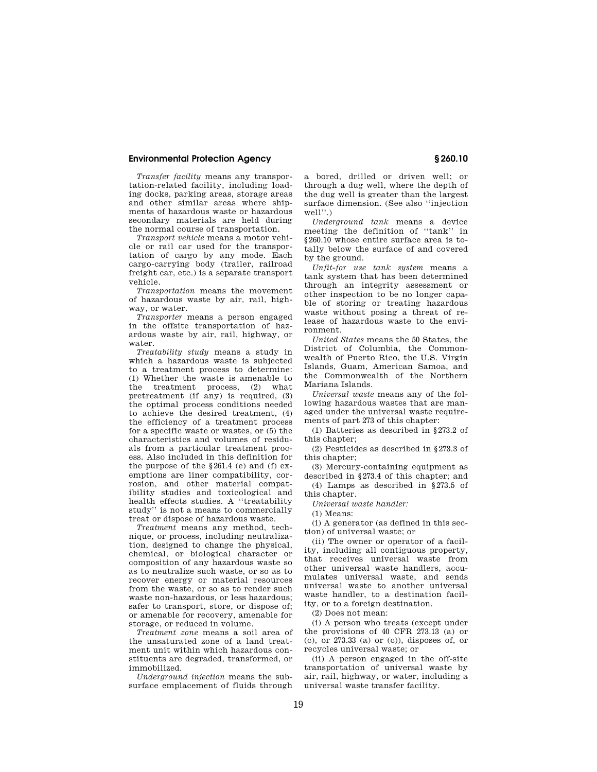*Transfer facility* means any transportation-related facility, including loading docks, parking areas, storage areas and other similar areas where shipments of hazardous waste or hazardous secondary materials are held during the normal course of transportation.

*Transport vehicle* means a motor vehicle or rail car used for the transportation of cargo by any mode. Each cargo-carrying body (trailer, railroad freight car, etc.) is a separate transport vehicle.

*Transportation* means the movement of hazardous waste by air, rail, highway, or water.

*Transporter* means a person engaged in the offsite transportation of hazardous waste by air, rail, highway, or water.

*Treatability study* means a study in which a hazardous waste is subjected to a treatment process to determine: (1) Whether the waste is amenable to the treatment process, (2) what pretreatment (if any) is required, (3) the optimal process conditions needed to achieve the desired treatment, (4) the efficiency of a treatment process for a specific waste or wastes, or (5) the characteristics and volumes of residuals from a particular treatment process. Also included in this definition for the purpose of the §261.4 (e) and (f) exemptions are liner compatibility, corrosion, and other material compatibility studies and toxicological and health effects studies. A "treatability study" is not a means to commercially treat or dispose of hazardous waste.

*Treatment* means any method, technique, or process, including neutralization, designed to change the physical, chemical, or biological character or composition of any hazardous waste so as to neutralize such waste, or so as to recover energy or material resources from the waste, or so as to render such waste non-hazardous, or less hazardous; safer to transport, store, or dispose of; or amenable for recovery, amenable for storage, or reduced in volume.

*Treatment zone* means a soil area of the unsaturated zone of a land treatment unit within which hazardous constituents are degraded, transformed, or immobilized.

*Underground injection* means the subsurface emplacement of fluids through a bored, drilled or driven well; or through a dug well, where the depth of the dug well is greater than the largest surface dimension. (See also "injection well".)

*Underground tank* means a device meeting the definition of "tank" in §260.10 whose entire surface area is totally below the surface of and covered by the ground.

*Unfit-for use tank system* means a tank system that has been determined through an integrity assessment or other inspection to be no longer capable of storing or treating hazardous waste without posing a threat of release of hazardous waste to the environment.

*United States* means the 50 States, the District of Columbia, the Commonwealth of Puerto Rico, the U.S. Virgin Islands, Guam, American Samoa, and the Commonwealth of the Northern Mariana Islands.

*Universal waste* means any of the following hazardous wastes that are managed under the universal waste requirements of part 273 of this chapter:

(1) Batteries as described in §273.2 of this chapter;

(2) Pesticides as described in §273.3 of this chapter;

(3) Mercury-containing equipment as described in §273.4 of this chapter; and

(4) Lamps as described in §273.5 of this chapter.

*Universal waste handler:*

(1) Means:

(i) A generator (as defined in this section) of universal waste; or

(ii) The owner or operator of a facility, including all contiguous property, that receives universal waste from other universal waste handlers, accumulates universal waste, and sends universal waste to another universal waste handler, to a destination facility, or to a foreign destination.

(2) Does not mean:

(i) A person who treats (except under the provisions of 40 CFR 273.13 (a) or (c), or 273.33 (a) or (c)), disposes of, or recycles universal waste; or

(ii) A person engaged in the off-site transportation of universal waste by air, rail, highway, or water, including a universal waste transfer facility.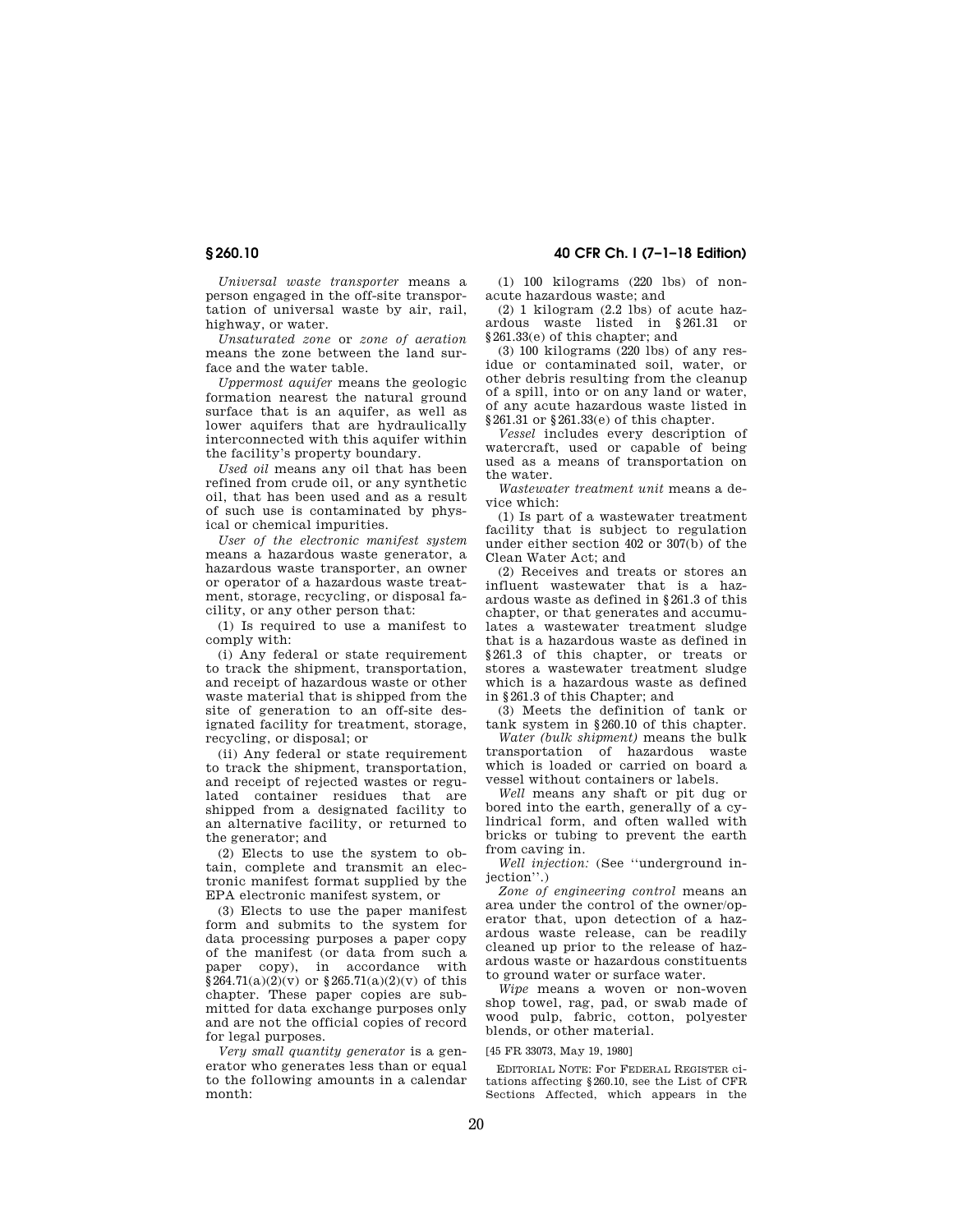*Universal waste transporter* means a person engaged in the off-site transportation of universal waste by air, rail, highway, or water.

*Unsaturated zone* or *zone of aeration* means the zone between the land surface and the water table.

*Uppermost aquifer* means the geologic formation nearest the natural ground surface that is an aquifer, as well as lower aquifers that are hydraulically interconnected with this aquifer within the facility's property boundary.

*Used oil* means any oil that has been refined from crude oil, or any synthetic oil, that has been used and as a result of such use is contaminated by physical or chemical impurities.

*User of the electronic manifest system* means a hazardous waste generator, a hazardous waste transporter, an owner or operator of a hazardous waste treatment, storage, recycling, or disposal facility, or any other person that:

(1) Is required to use a manifest to comply with:

(i) Any federal or state requirement to track the shipment, transportation, and receipt of hazardous waste or other waste material that is shipped from the site of generation to an off-site designated facility for treatment, storage, recycling, or disposal; or

(ii) Any federal or state requirement to track the shipment, transportation, and receipt of rejected wastes or regulated container residues that are shipped from a designated facility to an alternative facility, or returned to the generator; and

(2) Elects to use the system to obtain, complete and transmit an electronic manifest format supplied by the EPA electronic manifest system, or

(3) Elects to use the paper manifest form and submits to the system for data processing purposes a paper copy of the manifest (or data from such a paper copy), in accordance with §264.71(a)(2)(v) or §265.71(a)(2)(v) of this chapter. These paper copies are submitted for data exchange purposes only and are not the official copies of record for legal purposes.

*Very small quantity generator* is a generator who generates less than or equal to the following amounts in a calendar month:

(1) 100 kilograms (220 lbs) of non-acute hazardous waste; and

(2) 1 kilogram (2.2 lbs) of acute hazardous waste listed in §261.31 or §261.33(e) of this chapter; and

(3) 100 kilograms (220 lbs) of any residue or contaminated soil, water, or other debris resulting from the cleanup of a spill, into or on any land or water, of any acute hazardous waste listed in §261.31 or §261.33(e) of this chapter.

*Vessel* includes every description of watercraft, used or capable of being used as a means of transportation on the water.

*Wastewater treatment unit* means a device which:

(1) Is part of a wastewater treatment facility that is subject to regulation under either section 402 or 307(b) of the Clean Water Act; and

(2) Receives and treats or stores an influent wastewater that is a hazardous waste as defined in §261.3 of this chapter, or that generates and accumulates a wastewater treatment sludge that is a hazardous waste as defined in §261.3 of this chapter, or treats or stores a wastewater treatment sludge which is a hazardous waste as defined in §261.3 of this Chapter; and

(3) Meets the definition of tank or tank system in §260.10 of this chapter.

*Water (bulk shipment)* means the bulk transportation of hazardous waste which is loaded or carried on board a vessel without containers or labels.

*Well* means any shaft or pit dug or bored into the earth, generally of a cylindrical form, and often walled with bricks or tubing to prevent the earth from caving in.

*Well injection:* (See ''underground injection''.)

*Zone of engineering control* means an area under the control of the owner/operator that, upon detection of a hazardous waste release, can be readily cleaned up prior to the release of hazardous waste or hazardous constituents to ground water or surface water.

*Wipe* means a woven or non-woven shop towel, rag, pad, or swab made of wood pulp, fabric, cotton, polyester blends, or other material.

[45 FR 33073, May 19, 1980]

EDITORIAL NOTE: For FEDERAL REGISTER citations affecting §260.10, see the List of CFR Sections Affected, which appears in the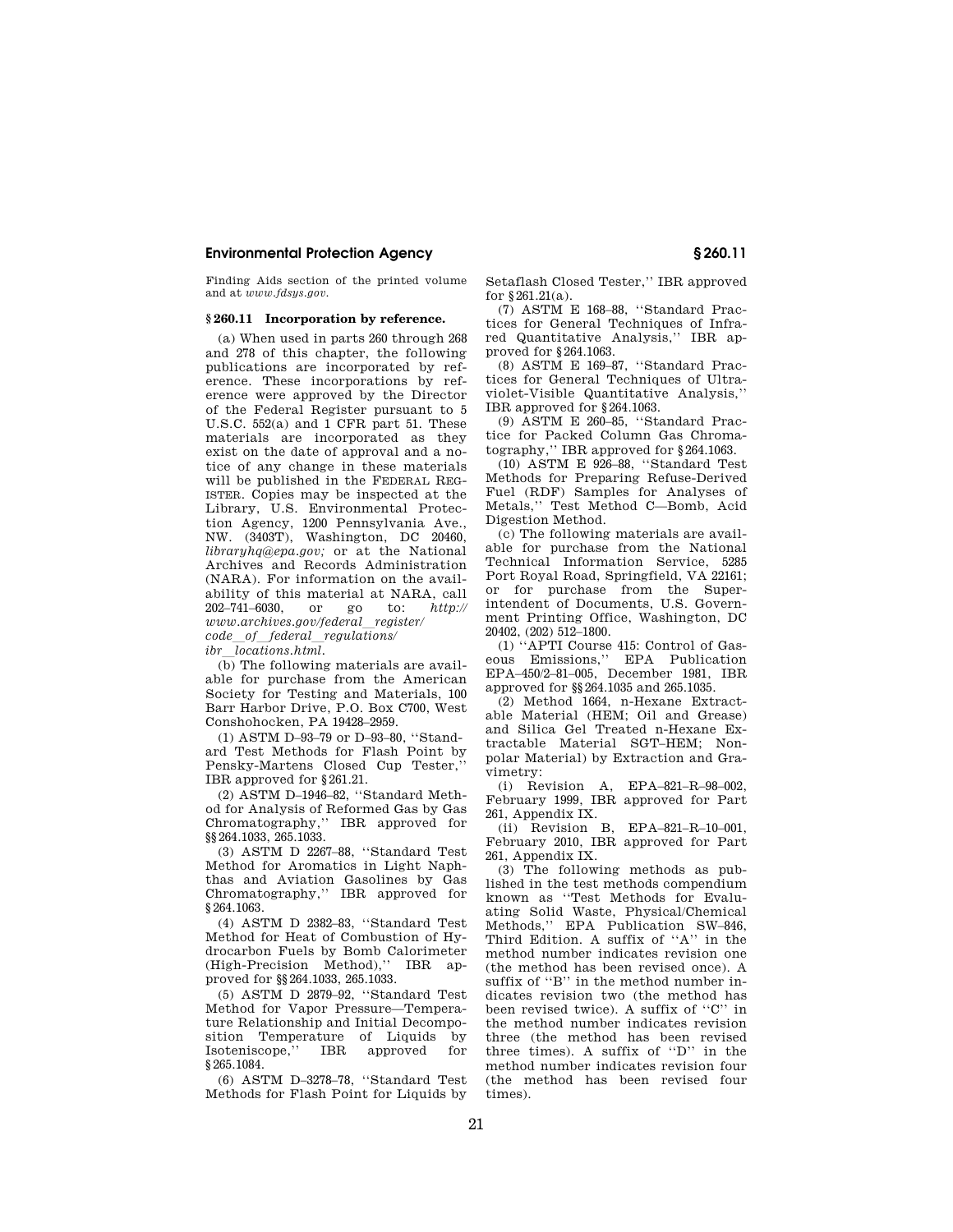Finding Aids section of the printed volume and at *www.fdsys.gov*.

### § 260.11 Incorporation by reference.

(a) When used in parts 260 through 268 and 278 of this chapter, the following publications are incorporated by reference. These incorporations by reference were approved by the Director of the Federal Register pursuant to 5 U.S.C. 552(a) and 1 CFR part 51. These materials are incorporated as they exist on the date of approval and a notice of any change in these materials will be published in the FEDERAL REGISTER. Copies may be inspected at the Library, U.S. Environmental Protection Agency, 1200 Pennsylvania Ave., NW. (3403T), Washington, DC 20460, *libraryhq@epa.gov;* or at the National Archives and Records Administration (NARA). For information on the availability of this material at NARA, call 202–741–6030, or go to: *http://www.archives.gov/federal_register/code_of_federal_regulations/ibr_locations.html*.

(b) The following materials are available for purchase from the American Society for Testing and Materials, 100 Barr Harbor Drive, P.O. Box C700, West Conshohocken, PA 19428–2959.

(1) ASTM D–93–79 or D–93–80, ''Standard Test Methods for Flash Point by Pensky-Martens Closed Cup Tester,'' IBR approved for § 261.21.

(2) ASTM D–1946–82, ''Standard Method for Analysis of Reformed Gas by Gas Chromatography,'' IBR approved for §§ 264.1033, 265.1033.

(3) ASTM D 2267–88, ''Standard Test Method for Aromatics in Light Naphthas and Aviation Gasolines by Gas Chromatography,'' IBR approved for § 264.1063.

(4) ASTM D 2382–83, ''Standard Test Method for Heat of Combustion of Hydrocarbon Fuels by Bomb Calorimeter (High-Precision Method),'' IBR approved for §§ 264.1033, 265.1033.

(5) ASTM D 2879–92, ''Standard Test Method for Vapor Pressure—Temperature Relationship and Initial Decomposition Temperature of Liquids by Isoteniscope,'' IBR approved for § 265.1084.

(6) ASTM D–3278–78, ''Standard Test Methods for Flash Point for Liquids by Setaflash Closed Tester,'' IBR approved for § 261.21(a).

(7) ASTM E 168–88, ''Standard Practices for General Techniques of Infrared Quantitative Analysis,'' IBR approved for § 264.1063.

(8) ASTM E 169–87, ''Standard Practices for General Techniques of Ultraviolet-Visible Quantitative Analysis,'' IBR approved for § 264.1063.

(9) ASTM E 260–85, ''Standard Practice for Packed Column Gas Chromatography,'' IBR approved for § 264.1063.

(10) ASTM E 926–88, ''Standard Test Methods for Preparing Refuse-Derived Fuel (RDF) Samples for Analyses of Metals,'' Test Method C—Bomb, Acid Digestion Method.

(c) The following materials are available for purchase from the National Technical Information Service, 5285 Port Royal Road, Springfield, VA 22161; or for purchase from the Superintendent of Documents, U.S. Government Printing Office, Washington, DC 20402, (202) 512–1800.

(1) ''APTI Course 415: Control of Gaseous Emissions,'' EPA Publication EPA–450/2–81–005, December 1981, IBR approved for §§ 264.1035 and 265.1035.

(2) Method 1664, n-Hexane Extractable Material (HEM; Oil and Grease) and Silica Gel Treated n-Hexane Extractable Material SGT–HEM; Nonpolar Material) by Extraction and Gravimetry:

(i) Revision A, EPA–821–R–98–002, February 1999, IBR approved for Part 261, Appendix IX.

(ii) Revision B, EPA–821–R–10–001, February 2010, IBR approved for Part 261, Appendix IX.

(3) The following methods as published in the test methods compendium known as ''Test Methods for Evaluating Solid Waste, Physical/Chemical Methods,'' EPA Publication SW–846, Third Edition. A suffix of ''A'' in the method number indicates revision one (the method has been revised once). A suffix of ''B'' in the method number indicates revision two (the method has been revised twice). A suffix of ''C'' in the method number indicates revision three (the method has been revised three times). A suffix of ''D'' in the method number indicates revision four (the method has been revised four times).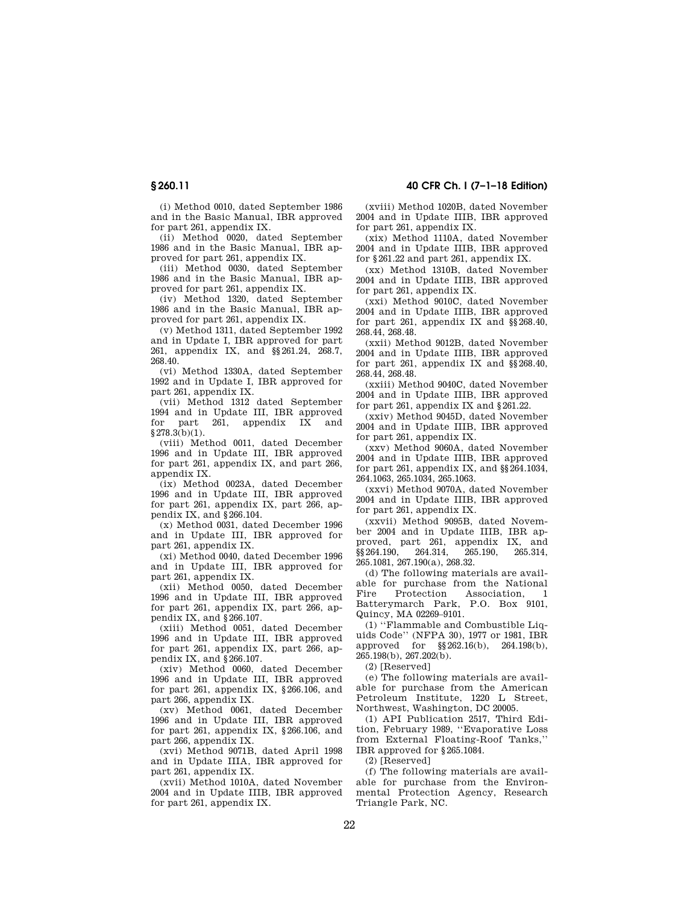(i) Method 0010, dated September 1986 and in the Basic Manual, IBR approved for part 261, appendix IX.

(ii) Method 0020, dated September 1986 and in the Basic Manual, IBR approved for part 261, appendix IX.

(iii) Method 0030, dated September 1986 and in the Basic Manual, IBR approved for part 261, appendix IX.

(iv) Method 1320, dated September 1986 and in the Basic Manual, IBR approved for part 261, appendix IX.

(v) Method 1311, dated September 1992 and in Update I, IBR approved for part 261, appendix IX, and §§261.24, 268.7, 268.40.

(vi) Method 1330A, dated September 1992 and in Update I, IBR approved for part 261, appendix IX.

(vii) Method 1312 dated September 1994 and in Update III, IBR approved for part 261, appendix IX and §278.3(b)(1).

(viii) Method 0011, dated December 1996 and in Update III, IBR approved for part 261, appendix IX, and part 266, appendix IX.

(ix) Method 0023A, dated December 1996 and in Update III, IBR approved for part 261, appendix IX, part 266, appendix IX, and §266.104.

(x) Method 0031, dated December 1996 and in Update III, IBR approved for part 261, appendix IX.

(xi) Method 0040, dated December 1996 and in Update III, IBR approved for part 261, appendix IX.

(xii) Method 0050, dated December 1996 and in Update III, IBR approved for part 261, appendix IX, part 266, appendix IX, and §266.107.

(xiii) Method 0051, dated December 1996 and in Update III, IBR approved for part 261, appendix IX, part 266, appendix IX, and §266.107.

(xiv) Method 0060, dated December 1996 and in Update III, IBR approved for part 261, appendix IX, §266.106, and part 266, appendix IX.

(xv) Method 0061, dated December 1996 and in Update III, IBR approved for part 261, appendix IX, §266.106, and part 266, appendix IX.

(xvi) Method 9071B, dated April 1998 and in Update IIIA, IBR approved for part 261, appendix IX.

(xvii) Method 1010A, dated November 2004 and in Update IIIB, IBR approved for part 261, appendix IX.

(xviii) Method 1020B, dated November 2004 and in Update IIIB, IBR approved for part 261, appendix IX.

(xix) Method 1110A, dated November 2004 and in Update IIIB, IBR approved for §261.22 and part 261, appendix IX.

(xx) Method 1310B, dated November 2004 and in Update IIIB, IBR approved for part 261, appendix IX.

(xxi) Method 9010C, dated November 2004 and in Update IIIB, IBR approved for part 261, appendix IX and §§268.40, 268.44, 268.48.

(xxii) Method 9012B, dated November 2004 and in Update IIIB, IBR approved for part 261, appendix IX and §§268.40, 268.44, 268.48.

(xxiii) Method 9040C, dated November 2004 and in Update IIIB, IBR approved for part 261, appendix IX and §261.22.

(xxiv) Method 9045D, dated November 2004 and in Update IIIB, IBR approved for part 261, appendix IX.

(xxv) Method 9060A, dated November 2004 and in Update IIIB, IBR approved for part 261, appendix IX, and §§264.1034, 264.1063, 265.1034, 265.1063.

(xxvi) Method 9070A, dated November 2004 and in Update IIIB, IBR approved for part 261, appendix IX.

(xxvii) Method 9095B, dated November 2004 and in Update IIIB, IBR approved, part 261, appendix IX, and §§264.190, 264.314, 265.190, 265.314, 265.1081, 267.190(a), 268.32.

(d) The following materials are available for purchase from the National Fire Protection Association, 1 Batterymarch Park, P.O. Box 9101, Quincy, MA 02269–9101.

(1) ''Flammable and Combustible Liquids Code'' (NFPA 30), 1977 or 1981, IBR approved for §§262.16(b), 264.198(b), 265.198(b), 267.202(b).

(2) [Reserved]

(e) The following materials are available for purchase from the American Petroleum Institute, 1220 L Street, Northwest, Washington, DC 20005.

(1) API Publication 2517, Third Edition, February 1989, ''Evaporative Loss from External Floating-Roof Tanks,'' IBR approved for §265.1084.

(2) [Reserved]

(f) The following materials are available for purchase from the Environmental Protection Agency, Research Triangle Park, NC.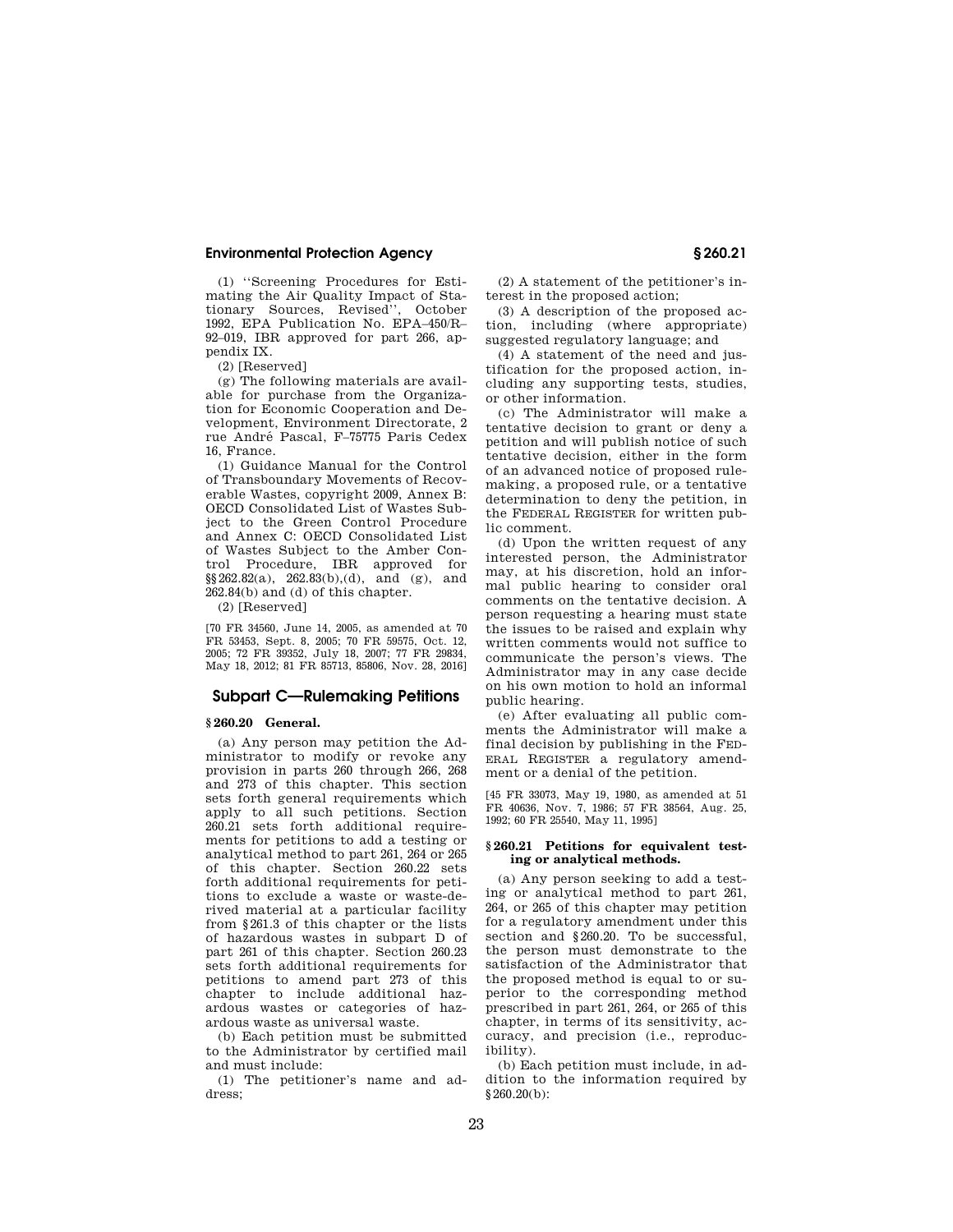(1) ''Screening Procedures for Estimating the Air Quality Impact of Stationary Sources, Revised'', October 1992, EPA Publication No. EPA–450/R–92–019, IBR approved for part 266, appendix IX.

(2) [Reserved]

(g) The following materials are available for purchase from the Organization for Economic Cooperation and Development, Environment Directorate, 2 rue André Pascal, F–75775 Paris Cedex 16, France.

(1) Guidance Manual for the Control of Transboundary Movements of Recoverable Wastes, copyright 2009, Annex B: OECD Consolidated List of Wastes Subject to the Green Control Procedure and Annex C: OECD Consolidated List of Wastes Subject to the Amber Control Procedure, IBR approved for §§262.82(a), 262.83(b),(d), and (g), and 262.84(b) and (d) of this chapter.

(2) [Reserved]

[70 FR 34560, June 14, 2005, as amended at 70 FR 53453, Sept. 8, 2005; 70 FR 59575, Oct. 12, 2005; 72 FR 39352, July 18, 2007; 77 FR 29834, May 18, 2012; 81 FR 85713, 85806, Nov. 28, 2016]

## Subpart C—Rulemaking Petitions

### § 260.20 General.

(a) Any person may petition the Administrator to modify or revoke any provision in parts 260 through 266, 268 and 273 of this chapter. This section sets forth general requirements which apply to all such petitions. Section 260.21 sets forth additional requirements for petitions to add a testing or analytical method to part 261, 264 or 265 of this chapter. Section 260.22 sets forth additional requirements for petitions to exclude a waste or waste-derived material at a particular facility from §261.3 of this chapter or the lists of hazardous wastes in subpart D of part 261 of this chapter. Section 260.23 sets forth additional requirements for petitions to amend part 273 of this chapter to include additional hazardous wastes or categories of hazardous waste as universal waste.

(b) Each petition must be submitted to the Administrator by certified mail and must include:

(1) The petitioner's name and address;

(2) A statement of the petitioner's interest in the proposed action;

(3) A description of the proposed action, including (where appropriate) suggested regulatory language; and

(4) A statement of the need and justification for the proposed action, including any supporting tests, studies, or other information.

(c) The Administrator will make a tentative decision to grant or deny a petition and will publish notice of such tentative decision, either in the form of an advanced notice of proposed rulemaking, a proposed rule, or a tentative determination to deny the petition, in the FEDERAL REGISTER for written public comment.

(d) Upon the written request of any interested person, the Administrator may, at his discretion, hold an informal public hearing to consider oral comments on the tentative decision. A person requesting a hearing must state the issues to be raised and explain why written comments would not suffice to communicate the person's views. The Administrator may in any case decide on his own motion to hold an informal public hearing.

(e) After evaluating all public comments the Administrator will make a final decision by publishing in the FEDERAL REGISTER a regulatory amendment or a denial of the petition.

[45 FR 33073, May 19, 1980, as amended at 51 FR 40636, Nov. 7, 1986; 57 FR 38564, Aug. 25, 1992; 60 FR 25540, May 11, 1995]

### § 260.21 Petitions for equivalent testing or analytical methods.

(a) Any person seeking to add a testing or analytical method to part 261, 264, or 265 of this chapter may petition for a regulatory amendment under this section and §260.20. To be successful, the person must demonstrate to the satisfaction of the Administrator that the proposed method is equal to or superior to the corresponding method prescribed in part 261, 264, or 265 of this chapter, in terms of its sensitivity, accuracy, and precision (i.e., reproducibility).

(b) Each petition must include, in addition to the information required by §260.20(b):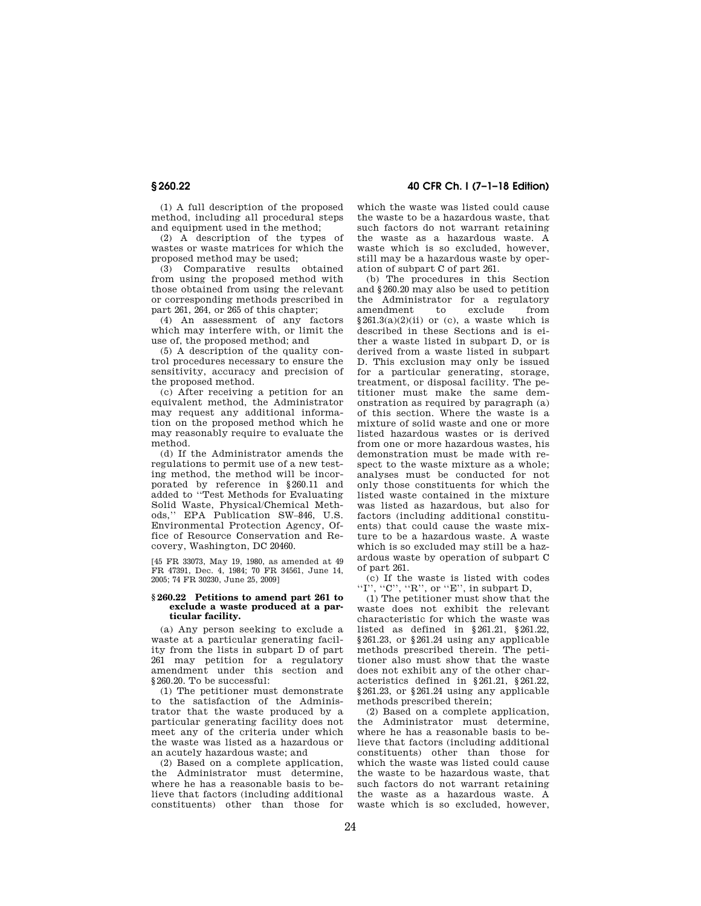(1) A full description of the proposed method, including all procedural steps and equipment used in the method;

(2) A description of the types of wastes or waste matrices for which the proposed method may be used;

(3) Comparative results obtained from using the proposed method with those obtained from using the relevant or corresponding methods prescribed in part 261, 264, or 265 of this chapter;

(4) An assessment of any factors which may interfere with, or limit the use of, the proposed method; and

(5) A description of the quality control procedures necessary to ensure the sensitivity, accuracy and precision of the proposed method.

(c) After receiving a petition for an equivalent method, the Administrator may request any additional information on the proposed method which he may reasonably require to evaluate the method.

(d) If the Administrator amends the regulations to permit use of a new testing method, the method will be incorporated by reference in §260.11 and added to ''Test Methods for Evaluating Solid Waste, Physical/Chemical Methods,'' EPA Publication SW–846, U.S. Environmental Protection Agency, Office of Resource Conservation and Recovery, Washington, DC 20460.

[45 FR 33073, May 19, 1980, as amended at 49 FR 47391, Dec. 4, 1984; 70 FR 34561, June 14, 2005; 74 FR 30230, June 25, 2009]

### §260.22 Petitions to amend part 261 to exclude a waste produced at a particular facility.

(a) Any person seeking to exclude a waste at a particular generating facility from the lists in subpart D of part 261 may petition for a regulatory amendment under this section and §260.20. To be successful:

(1) The petitioner must demonstrate to the satisfaction of the Administrator that the waste produced by a particular generating facility does not meet any of the criteria under which the waste was listed as a hazardous or an acutely hazardous waste; and

(2) Based on a complete application, the Administrator must determine, where he has a reasonable basis to believe that factors (including additional constituents) other than those for which the waste was listed could cause the waste to be a hazardous waste, that such factors do not warrant retaining the waste as a hazardous waste. A waste which is so excluded, however, still may be a hazardous waste by operation of subpart C of part 261.

(b) The procedures in this Section and §260.20 may also be used to petition the Administrator for a regulatory amendment to exclude from §261.3(a)(2)(ii) or (c), a waste which is described in these Sections and is either a waste listed in subpart D, or is derived from a waste listed in subpart D. This exclusion may only be issued for a particular generating, storage, treatment, or disposal facility. The petitioner must make the same demonstration as required by paragraph (a) of this section. Where the waste is a mixture of solid waste and one or more listed hazardous wastes or is derived from one or more hazardous wastes, his demonstration must be made with respect to the waste mixture as a whole; analyses must be conducted for not only those constituents for which the listed waste contained in the mixture was listed as hazardous, but also for factors (including additional constituents) that could cause the waste mixture to be a hazardous waste. A waste which is so excluded may still be a hazardous waste by operation of subpart C of part 261.

(c) If the waste is listed with codes ''I'', ''C'', ''R'', or ''E'', in subpart D,

(1) The petitioner must show that the waste does not exhibit the relevant characteristic for which the waste was listed as defined in §261.21, §261.22, §261.23, or §261.24 using any applicable methods prescribed therein. The petitioner also must show that the waste does not exhibit any of the other characteristics defined in §261.21, §261.22, §261.23, or §261.24 using any applicable methods prescribed therein;

(2) Based on a complete application, the Administrator must determine, where he has a reasonable basis to believe that factors (including additional constituents) other than those for which the waste was listed could cause the waste to be hazardous waste, that such factors do not warrant retaining the waste as a hazardous waste. A waste which is so excluded, however,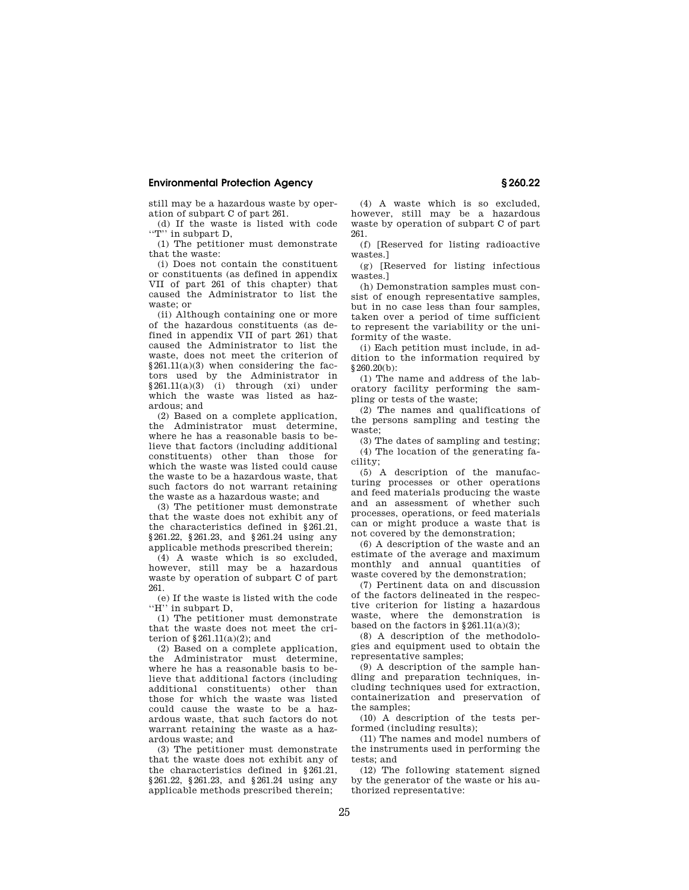still may be a hazardous waste by operation of subpart C of part 261.

(d) If the waste is listed with code ''T'' in subpart D,

(1) The petitioner must demonstrate that the waste:

(i) Does not contain the constituent or constituents (as defined in appendix VII of part 261 of this chapter) that caused the Administrator to list the waste; or

(ii) Although containing one or more of the hazardous constituents (as defined in appendix VII of part 261) that caused the Administrator to list the waste, does not meet the criterion of §261.11(a)(3) when considering the factors used by the Administrator in §261.11(a)(3) (i) through (xi) under which the waste was listed as hazardous; and

(2) Based on a complete application, the Administrator must determine, where he has a reasonable basis to believe that factors (including additional constituents) other than those for which the waste was listed could cause the waste to be a hazardous waste, that such factors do not warrant retaining the waste as a hazardous waste; and

(3) The petitioner must demonstrate that the waste does not exhibit any of the characteristics defined in §261.21, §261.22, §261.23, and §261.24 using any applicable methods prescribed therein;

(4) A waste which is so excluded, however, still may be a hazardous waste by operation of subpart C of part 261.

(e) If the waste is listed with the code ''H'' in subpart D,

(1) The petitioner must demonstrate that the waste does not meet the criterion of §261.11(a)(2); and

(2) Based on a complete application, the Administrator must determine, where he has a reasonable basis to believe that additional factors (including additional constituents) other than those for which the waste was listed could cause the waste to be a hazardous waste, that such factors do not warrant retaining the waste as a hazardous waste; and

(3) The petitioner must demonstrate that the waste does not exhibit any of the characteristics defined in §261.21, §261.22, §261.23, and §261.24 using any applicable methods prescribed therein;

(4) A waste which is so excluded, however, still may be a hazardous waste by operation of subpart C of part 261.

(f) [Reserved for listing radioactive wastes.]

(g) [Reserved for listing infectious wastes.]

(h) Demonstration samples must consist of enough representative samples, but in no case less than four samples, taken over a period of time sufficient to represent the variability or the uniformity of the waste.

(i) Each petition must include, in addition to the information required by §260.20(b):

(1) The name and address of the laboratory facility performing the sampling or tests of the waste;

(2) The names and qualifications of the persons sampling and testing the waste;

(3) The dates of sampling and testing;

(4) The location of the generating facility;

(5) A description of the manufacturing processes or other operations and feed materials producing the waste and an assessment of whether such processes, operations, or feed materials can or might produce a waste that is not covered by the demonstration;

(6) A description of the waste and an estimate of the average and maximum monthly and annual quantities of waste covered by the demonstration;

(7) Pertinent data on and discussion of the factors delineated in the respective criterion for listing a hazardous waste, where the demonstration is based on the factors in §261.11(a)(3);

(8) A description of the methodologies and equipment used to obtain the representative samples;

(9) A description of the sample handling and preparation techniques, including techniques used for extraction, containerization and preservation of the samples;

(10) A description of the tests performed (including results);

(11) The names and model numbers of the instruments used in performing the tests; and

(12) The following statement signed by the generator of the waste or his authorized representative: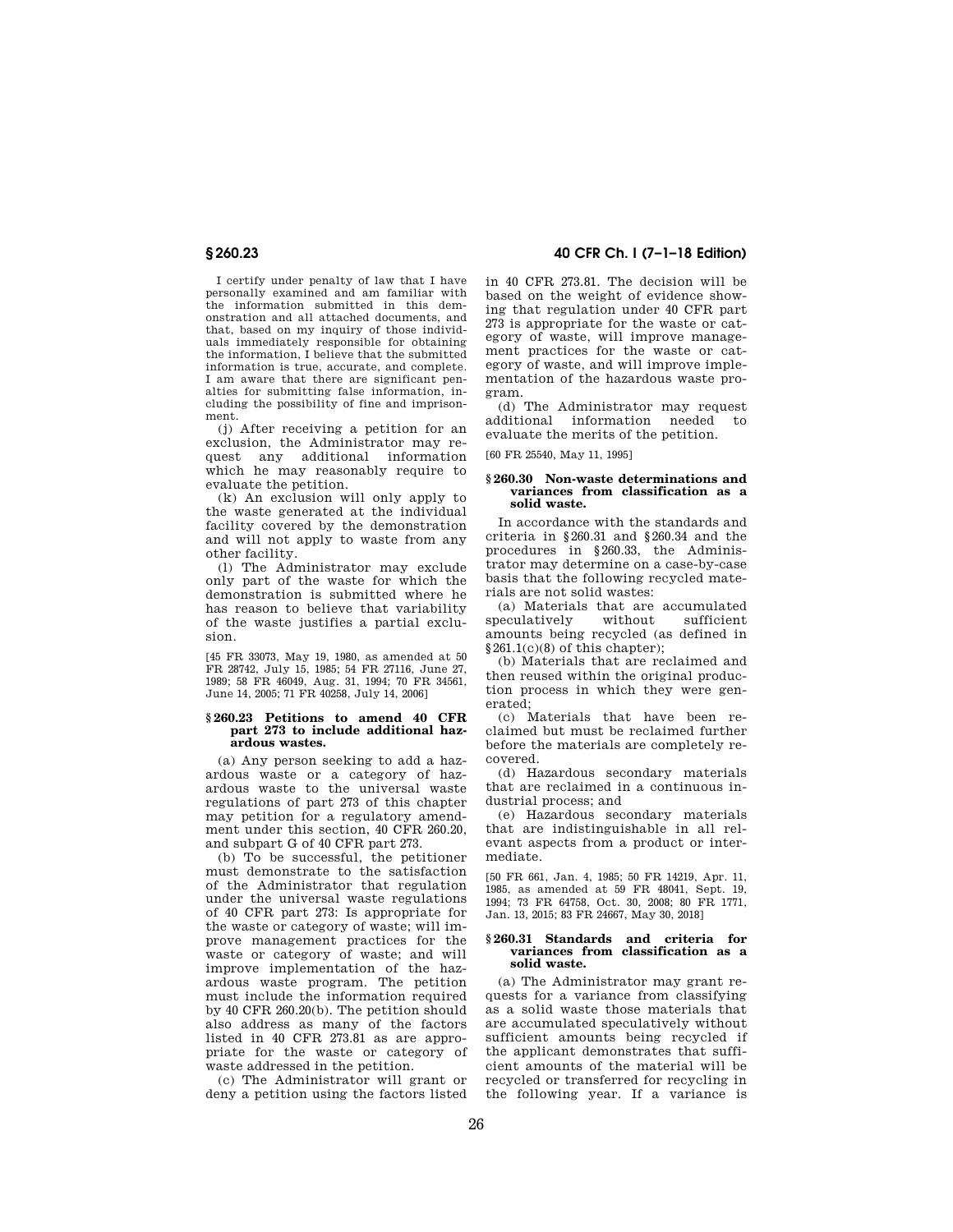I certify under penalty of law that I have personally examined and am familiar with the information submitted in this demonstration and all attached documents, and that, based on my inquiry of those individuals immediately responsible for obtaining the information, I believe that the submitted information is true, accurate, and complete. I am aware that there are significant penalties for submitting false information, including the possibility of fine and imprisonment.

(j) After receiving a petition for an exclusion, the Administrator may request any additional information which he may reasonably require to evaluate the petition.

(k) An exclusion will only apply to the waste generated at the individual facility covered by the demonstration and will not apply to waste from any other facility.

(l) The Administrator may exclude only part of the waste for which the demonstration is submitted where he has reason to believe that variability of the waste justifies a partial exclusion.

[45 FR 33073, May 19, 1980, as amended at 50 FR 28742, July 15, 1985; 54 FR 27116, June 27, 1989; 58 FR 46049, Aug. 31, 1994; 70 FR 34561, June 14, 2005; 71 FR 40258, July 14, 2006]

### § 260.23 Petitions to amend 40 CFR part 273 to include additional hazardous wastes.

(a) Any person seeking to add a hazardous waste or a category of hazardous waste to the universal waste regulations of part 273 of this chapter may petition for a regulatory amendment under this section, 40 CFR 260.20, and subpart G of 40 CFR part 273.

(b) To be successful, the petitioner must demonstrate to the satisfaction of the Administrator that regulation under the universal waste regulations of 40 CFR part 273: Is appropriate for the waste or category of waste; will improve management practices for the waste or category of waste; and will improve implementation of the hazardous waste program. The petition must include the information required by 40 CFR 260.20(b). The petition should also address as many of the factors listed in 40 CFR 273.81 as are appropriate for the waste or category of waste addressed in the petition.

(c) The Administrator will grant or deny a petition using the factors listed in 40 CFR 273.81. The decision will be based on the weight of evidence showing that regulation under 40 CFR part 273 is appropriate for the waste or category of waste, will improve management practices for the waste or category of waste, and will improve implementation of the hazardous waste program.

(d) The Administrator may request additional information needed to evaluate the merits of the petition.

[60 FR 25540, May 11, 1995]

### § 260.30 Non-waste determinations and variances from classification as a solid waste.

In accordance with the standards and criteria in § 260.31 and § 260.34 and the procedures in § 260.33, the Administrator may determine on a case-by-case basis that the following recycled materials are not solid wastes:

(a) Materials that are accumulated speculatively without sufficient amounts being recycled (as defined in § 261.1(c)(8) of this chapter);

(b) Materials that are reclaimed and then reused within the original production process in which they were generated;

(c) Materials that have been reclaimed but must be reclaimed further before the materials are completely recovered.

(d) Hazardous secondary materials that are reclaimed in a continuous industrial process; and

(e) Hazardous secondary materials that are indistinguishable in all relevant aspects from a product or intermediate.

[50 FR 661, Jan. 4, 1985; 50 FR 14219, Apr. 11, 1985, as amended at 59 FR 48041, Sept. 19, 1994; 73 FR 64758, Oct. 30, 2008; 80 FR 1771, Jan. 13, 2015; 83 FR 24667, May 30, 2018]

### § 260.31 Standards and criteria for variances from classification as a solid waste.

(a) The Administrator may grant requests for a variance from classifying as a solid waste those materials that are accumulated speculatively without sufficient amounts being recycled if the applicant demonstrates that sufficient amounts of the material will be recycled or transferred for recycling in the following year. If a variance is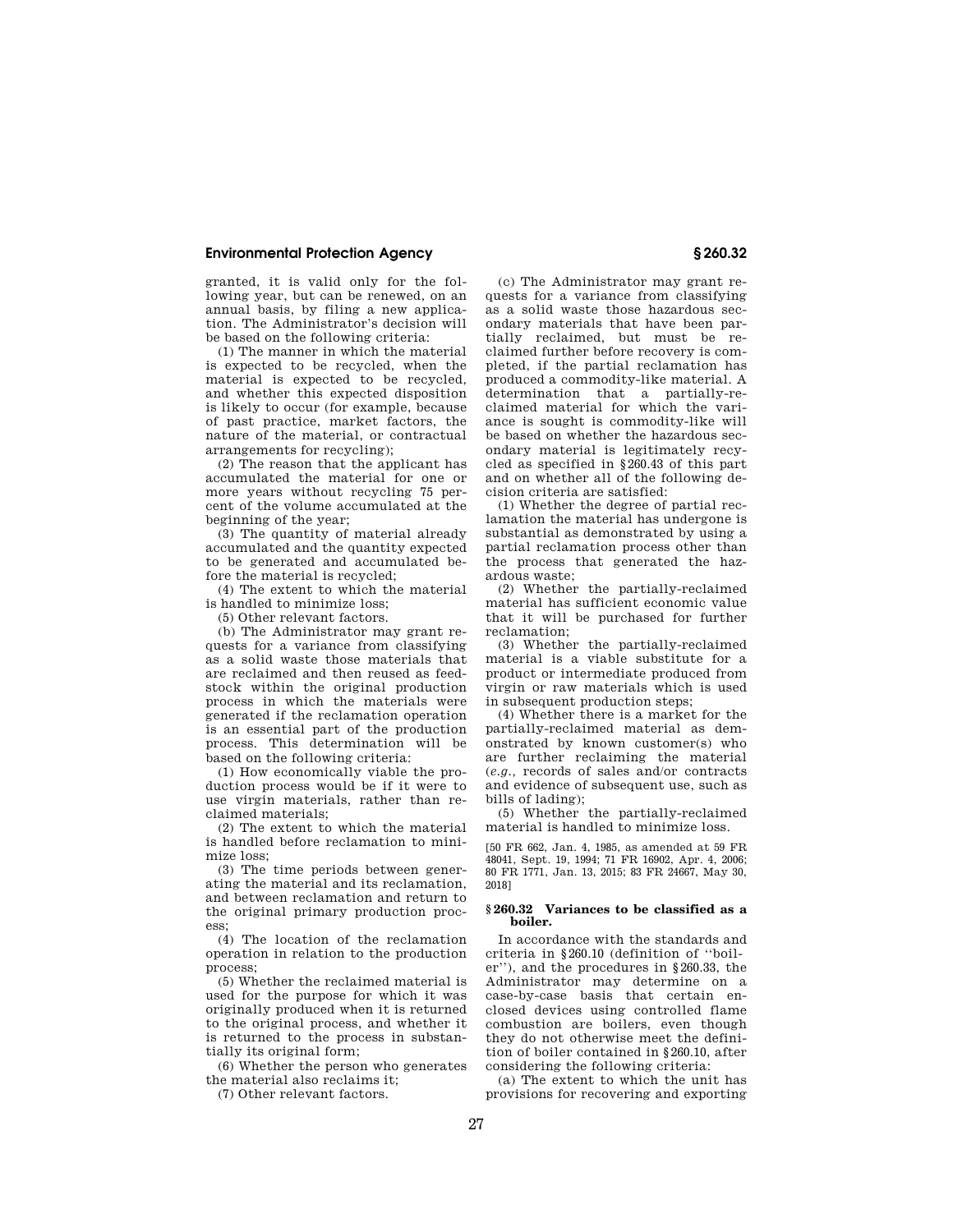granted, it is valid only for the following year, but can be renewed, on an annual basis, by filing a new application. The Administrator's decision will be based on the following criteria:

(1) The manner in which the material is expected to be recycled, when the material is expected to be recycled, and whether this expected disposition is likely to occur (for example, because of past practice, market factors, the nature of the material, or contractual arrangements for recycling);

(2) The reason that the applicant has accumulated the material for one or more years without recycling 75 percent of the volume accumulated at the beginning of the year;

(3) The quantity of material already accumulated and the quantity expected to be generated and accumulated before the material is recycled;

(4) The extent to which the material is handled to minimize loss;

(5) Other relevant factors.

(b) The Administrator may grant requests for a variance from classifying as a solid waste those materials that are reclaimed and then reused as feedstock within the original production process in which the materials were generated if the reclamation operation is an essential part of the production process. This determination will be based on the following criteria:

(1) How economically viable the production process would be if it were to use virgin materials, rather than reclaimed materials;

(2) The extent to which the material is handled before reclamation to minimize loss;

(3) The time periods between generating the material and its reclamation, and between reclamation and return to the original primary production process;

(4) The location of the reclamation operation in relation to the production process;

(5) Whether the reclaimed material is used for the purpose for which it was originally produced when it is returned to the original process, and whether it is returned to the process in substantially its original form;

(6) Whether the person who generates the material also reclaims it;

(7) Other relevant factors.

(c) The Administrator may grant requests for a variance from classifying as a solid waste those hazardous secondary materials that have been partially reclaimed, but must be reclaimed further before recovery is completed, if the partial reclamation has produced a commodity-like material. A determination that a partially-reclaimed material for which the variance is sought is commodity-like will be based on whether the hazardous secondary material is legitimately recycled as specified in §260.43 of this part and on whether all of the following decision criteria are satisfied:

(1) Whether the degree of partial reclamation the material has undergone is substantial as demonstrated by using a partial reclamation process other than the process that generated the hazardous waste;

(2) Whether the partially-reclaimed material has sufficient economic value that it will be purchased for further reclamation;

(3) Whether the partially-reclaimed material is a viable substitute for a product or intermediate produced from virgin or raw materials which is used in subsequent production steps;

(4) Whether there is a market for the partially-reclaimed material as demonstrated by known customer(s) who are further reclaiming the material (*e.g.*, records of sales and/or contracts and evidence of subsequent use, such as bills of lading);

(5) Whether the partially-reclaimed material is handled to minimize loss.

[50 FR 662, Jan. 4, 1985, as amended at 59 FR 48041, Sept. 19, 1994; 71 FR 16902, Apr. 4, 2006; 80 FR 1771, Jan. 13, 2015; 83 FR 24667, May 30, 2018]

### §260.32 Variances to be classified as a boiler.

In accordance with the standards and criteria in §260.10 (definition of "boiler"), and the procedures in §260.33, the Administrator may determine on a case-by-case basis that certain enclosed devices using controlled flame combustion are boilers, even though they do not otherwise meet the definition of boiler contained in §260.10, after considering the following criteria:

(a) The extent to which the unit has provisions for recovering and exporting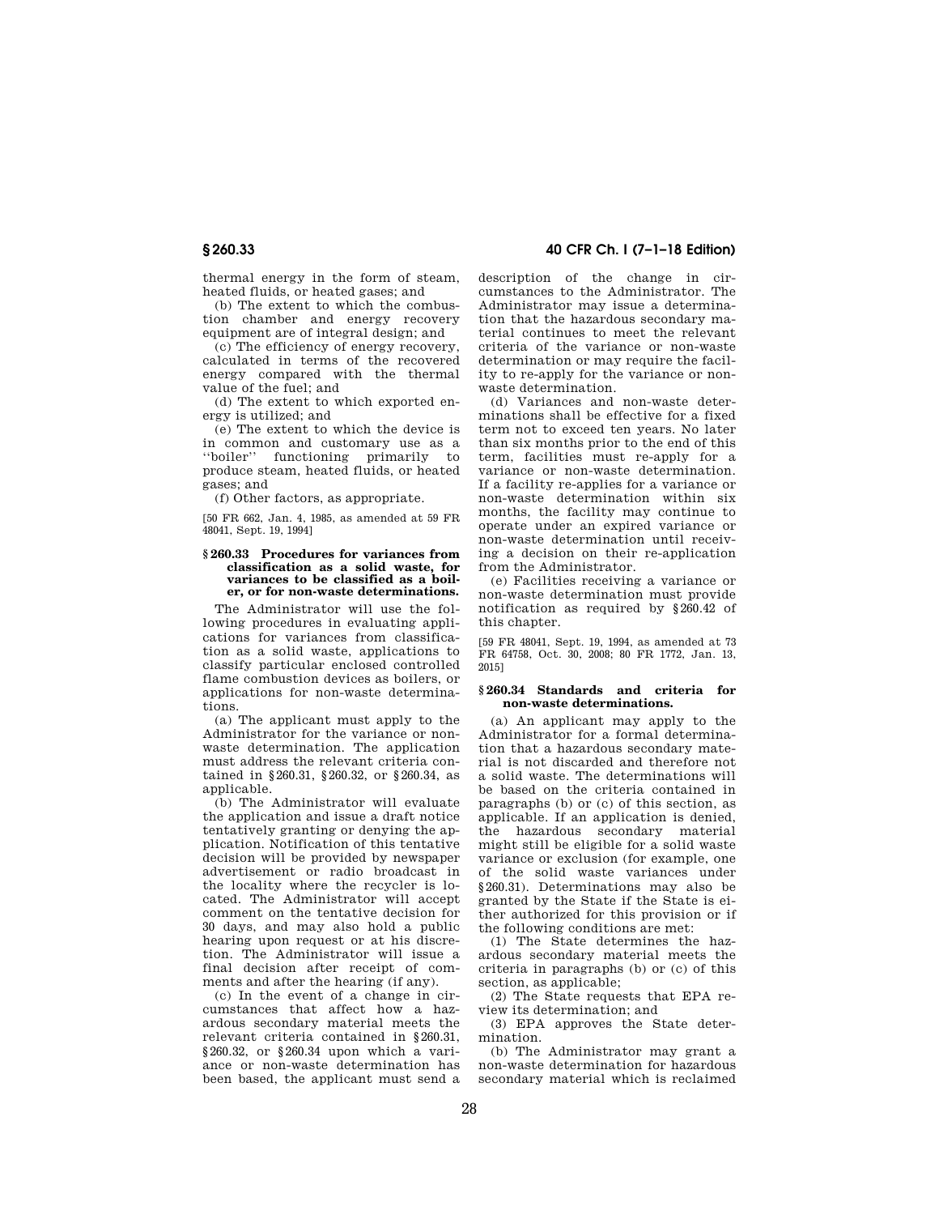thermal energy in the form of steam, heated fluids, or heated gases; and

(b) The extent to which the combustion chamber and energy recovery equipment are of integral design; and

(c) The efficiency of energy recovery, calculated in terms of the recovered energy compared with the thermal value of the fuel; and

(d) The extent to which exported energy is utilized; and

(e) The extent to which the device is in common and customary use as a "boiler" functioning primarily to produce steam, heated fluids, or heated gases; and

(f) Other factors, as appropriate.

[50 FR 662, Jan. 4, 1985, as amended at 59 FR 48041, Sept. 19, 1994]

### § 260.33 Procedures for variances from classification as a solid waste, for variances to be classified as a boiler, or for non-waste determinations.

The Administrator will use the following procedures in evaluating applications for variances from classification as a solid waste, applications to classify particular enclosed controlled flame combustion devices as boilers, or applications for non-waste determinations.

(a) The applicant must apply to the Administrator for the variance or non-waste determination. The application must address the relevant criteria contained in §260.31, §260.32, or §260.34, as applicable.

(b) The Administrator will evaluate the application and issue a draft notice tentatively granting or denying the application. Notification of this tentative decision will be provided by newspaper advertisement or radio broadcast in the locality where the recycler is located. The Administrator will accept comment on the tentative decision for 30 days, and may also hold a public hearing upon request or at his discretion. The Administrator will issue a final decision after receipt of comments and after the hearing (if any).

(c) In the event of a change in circumstances that affect how a hazardous secondary material meets the relevant criteria contained in §260.31, §260.32, or §260.34 upon which a variance or non-waste determination has been based, the applicant must send a description of the change in circumstances to the Administrator. The Administrator may issue a determination that the hazardous secondary material continues to meet the relevant criteria of the variance or non-waste determination or may require the facility to re-apply for the variance or non-waste determination.

(d) Variances and non-waste determinations shall be effective for a fixed term not to exceed ten years. No later than six months prior to the end of this term, facilities must re-apply for a variance or non-waste determination. If a facility re-applies for a variance or non-waste determination within six months, the facility may continue to operate under an expired variance or non-waste determination until receiving a decision on their re-application from the Administrator.

(e) Facilities receiving a variance or non-waste determination must provide notification as required by §260.42 of this chapter.

[59 FR 48041, Sept. 19, 1994, as amended at 73 FR 64758, Oct. 30, 2008; 80 FR 1772, Jan. 13, 2015]

### § 260.34 Standards and criteria for non-waste determinations.

(a) An applicant may apply to the Administrator for a formal determination that a hazardous secondary material is not discarded and therefore not a solid waste. The determinations will be based on the criteria contained in paragraphs (b) or (c) of this section, as applicable. If an application is denied, the hazardous secondary material might still be eligible for a solid waste variance or exclusion (for example, one of the solid waste variances under §260.31). Determinations may also be granted by the State if the State is either authorized for this provision or if the following conditions are met:

(1) The State determines the hazardous secondary material meets the criteria in paragraphs (b) or (c) of this section, as applicable;

(2) The State requests that EPA review its determination; and

(3) EPA approves the State determination.

(b) The Administrator may grant a non-waste determination for hazardous secondary material which is reclaimed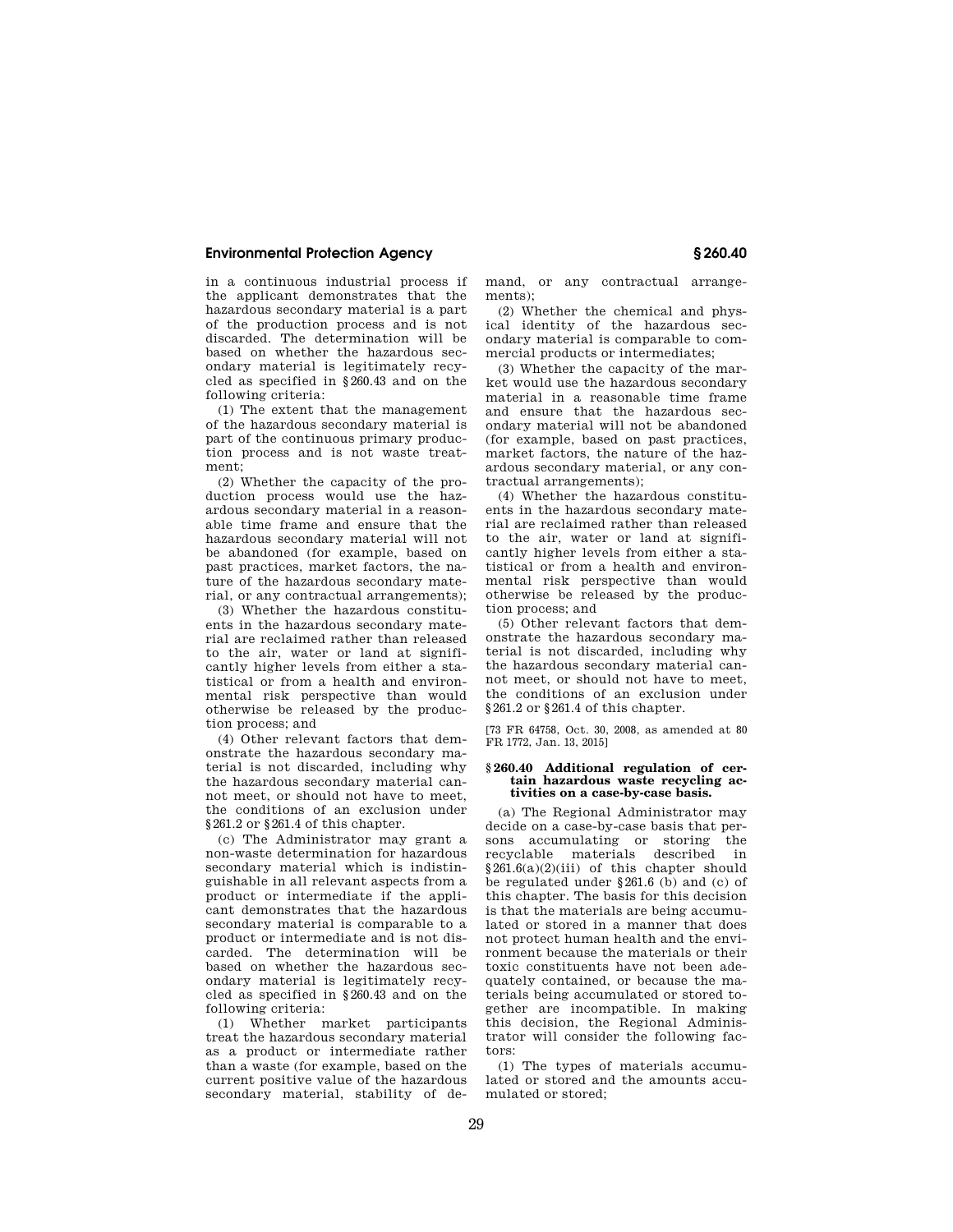in a continuous industrial process if the applicant demonstrates that the hazardous secondary material is a part of the production process and is not discarded. The determination will be based on whether the hazardous secondary material is legitimately recycled as specified in §260.43 and on the following criteria:

(1) The extent that the management of the hazardous secondary material is part of the continuous primary production process and is not waste treatment;

(2) Whether the capacity of the production process would use the hazardous secondary material in a reasonable time frame and ensure that the hazardous secondary material will not be abandoned (for example, based on past practices, market factors, the nature of the hazardous secondary material, or any contractual arrangements);

(3) Whether the hazardous constituents in the hazardous secondary material are reclaimed rather than released to the air, water or land at significantly higher levels from either a statistical or from a health and environmental risk perspective than would otherwise be released by the production process; and

(4) Other relevant factors that demonstrate the hazardous secondary material is not discarded, including why the hazardous secondary material cannot meet, or should not have to meet, the conditions of an exclusion under §261.2 or §261.4 of this chapter.

(c) The Administrator may grant a non-waste determination for hazardous secondary material which is indistinguishable in all relevant aspects from a product or intermediate if the applicant demonstrates that the hazardous secondary material is comparable to a product or intermediate and is not discarded. The determination will be based on whether the hazardous secondary material is legitimately recycled as specified in §260.43 and on the following criteria:

(1) Whether market participants treat the hazardous secondary material as a product or intermediate rather than a waste (for example, based on the current positive value of the hazardous secondary material, stability of demand, or any contractual arrangements);

(2) Whether the chemical and physical identity of the hazardous secondary material is comparable to commercial products or intermediates;

(3) Whether the capacity of the market would use the hazardous secondary material in a reasonable time frame and ensure that the hazardous secondary material will not be abandoned (for example, based on past practices, market factors, the nature of the hazardous secondary material, or any contractual arrangements);

(4) Whether the hazardous constituents in the hazardous secondary material are reclaimed rather than released to the air, water or land at significantly higher levels from either a statistical or from a health and environmental risk perspective than would otherwise be released by the production process; and

(5) Other relevant factors that demonstrate the hazardous secondary material is not discarded, including why the hazardous secondary material cannot meet, or should not have to meet, the conditions of an exclusion under §261.2 or §261.4 of this chapter.

[73 FR 64758, Oct. 30, 2008, as amended at 80 FR 1772, Jan. 13, 2015]

### §260.40 Additional regulation of certain hazardous waste recycling activities on a case-by-case basis.

(a) The Regional Administrator may decide on a case-by-case basis that persons accumulating or storing the recyclable materials described in §261.6(a)(2)(iii) of this chapter should be regulated under §261.6 (b) and (c) of this chapter. The basis for this decision is that the materials are being accumulated or stored in a manner that does not protect human health and the environment because the materials or their toxic constituents have not been adequately contained, or because the materials being accumulated or stored together are incompatible. In making this decision, the Regional Administrator will consider the following factors:

(1) The types of materials accumulated or stored and the amounts accumulated or stored;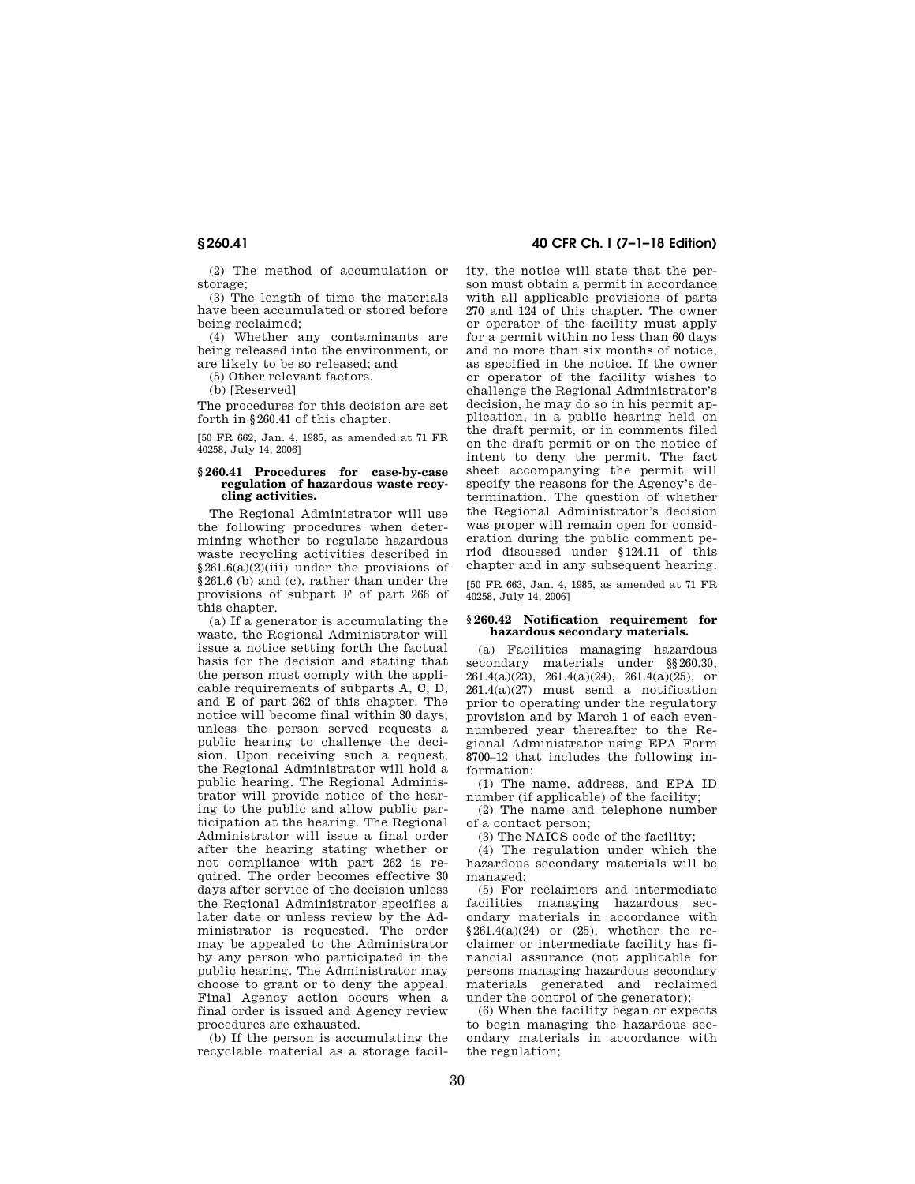(2) The method of accumulation or storage;

(3) The length of time the materials have been accumulated or stored before being reclaimed;

(4) Whether any contaminants are being released into the environment, or are likely to be so released; and

(5) Other relevant factors.

(b) [Reserved]

The procedures for this decision are set forth in §260.41 of this chapter.

[50 FR 662, Jan. 4, 1985, as amended at 71 FR 40258, July 14, 2006]

### § 260.41 Procedures for case-by-case regulation of hazardous waste recycling activities.

The Regional Administrator will use the following procedures when determining whether to regulate hazardous waste recycling activities described in §261.6(a)(2)(iii) under the provisions of §261.6 (b) and (c), rather than under the provisions of subpart F of part 266 of this chapter.

(a) If a generator is accumulating the waste, the Regional Administrator will issue a notice setting forth the factual basis for the decision and stating that the person must comply with the applicable requirements of subparts A, C, D, and E of part 262 of this chapter. The notice will become final within 30 days, unless the person served requests a public hearing to challenge the decision. Upon receiving such a request, the Regional Administrator will hold a public hearing. The Regional Administrator will provide notice of the hearing to the public and allow public participation at the hearing. The Regional Administrator will issue a final order after the hearing stating whether or not compliance with part 262 is required. The order becomes effective 30 days after service of the decision unless the Regional Administrator specifies a later date or unless review by the Administrator is requested. The order may be appealed to the Administrator by any person who participated in the public hearing. The Administrator may choose to grant or to deny the appeal. Final Agency action occurs when a final order is issued and Agency review procedures are exhausted.

(b) If the person is accumulating the recyclable material as a storage facility, the notice will state that the person must obtain a permit in accordance with all applicable provisions of parts 270 and 124 of this chapter. The owner or operator of the facility must apply for a permit within no less than 60 days and no more than six months of notice, as specified in the notice. If the owner or operator of the facility wishes to challenge the Regional Administrator's decision, he may do so in his permit application, in a public hearing held on the draft permit, or in comments filed on the draft permit or on the notice of intent to deny the permit. The fact sheet accompanying the permit will specify the reasons for the Agency's determination. The question of whether the Regional Administrator's decision was proper will remain open for consideration during the public comment period discussed under §124.11 of this chapter and in any subsequent hearing.

[50 FR 663, Jan. 4, 1985, as amended at 71 FR 40258, July 14, 2006]

### § 260.42 Notification requirement for hazardous secondary materials.

(a) Facilities managing hazardous secondary materials under §§260.30, 261.4(a)(23), 261.4(a)(24), 261.4(a)(25), or 261.4(a)(27) must send a notification prior to operating under the regulatory provision and by March 1 of each even-numbered year thereafter to the Regional Administrator using EPA Form 8700–12 that includes the following information:

(1) The name, address, and EPA ID number (if applicable) of the facility;

(2) The name and telephone number of a contact person;

(3) The NAICS code of the facility;

(4) The regulation under which the hazardous secondary materials will be managed;

(5) For reclaimers and intermediate facilities managing hazardous secondary materials in accordance with §261.4(a)(24) or (25), whether the reclaimer or intermediate facility has financial assurance (not applicable for persons managing hazardous secondary materials generated and reclaimed under the control of the generator);

(6) When the facility began or expects to begin managing the hazardous secondary materials in accordance with the regulation;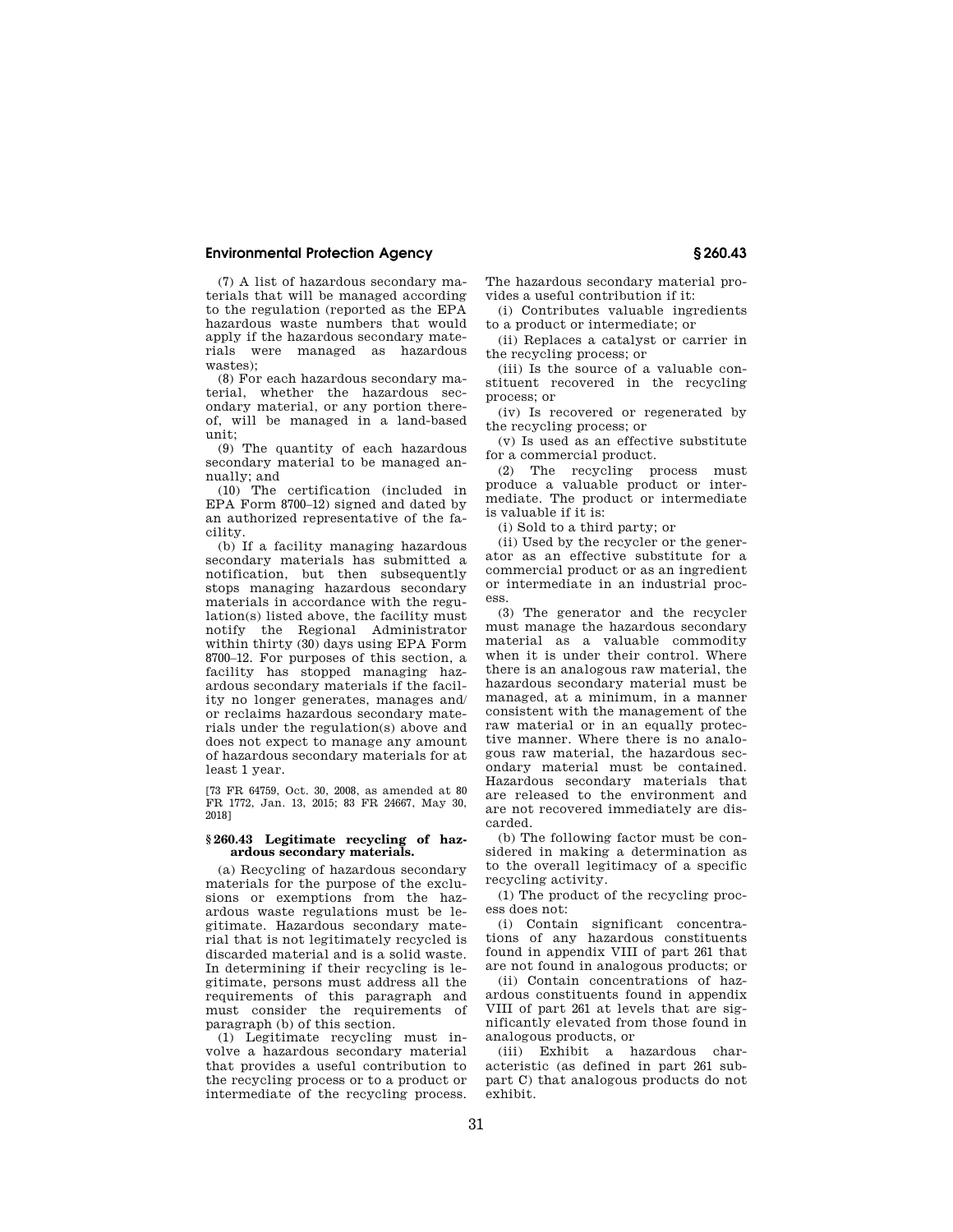(7) A list of hazardous secondary materials that will be managed according to the regulation (reported as the EPA hazardous waste numbers that would apply if the hazardous secondary materials were managed as hazardous wastes);

(8) For each hazardous secondary material, whether the hazardous secondary material, or any portion thereof, will be managed in a land-based unit;

(9) The quantity of each hazardous secondary material to be managed annually; and

(10) The certification (included in EPA Form 8700–12) signed and dated by an authorized representative of the facility.

(b) If a facility managing hazardous secondary materials has submitted a notification, but then subsequently stops managing hazardous secondary materials in accordance with the regulation(s) listed above, the facility must notify the Regional Administrator within thirty (30) days using EPA Form 8700–12. For purposes of this section, a facility has stopped managing hazardous secondary materials if the facility no longer generates, manages and/or reclaims hazardous secondary materials under the regulation(s) above and does not expect to manage any amount of hazardous secondary materials for at least 1 year.

[73 FR 64759, Oct. 30, 2008, as amended at 80 FR 1772, Jan. 13, 2015; 83 FR 24667, May 30, 2018]

### § 260.43 Legitimate recycling of hazardous secondary materials.

(a) Recycling of hazardous secondary materials for the purpose of the exclusions or exemptions from the hazardous waste regulations must be legitimate. Hazardous secondary material that is not legitimately recycled is discarded material and is a solid waste. In determining if their recycling is legitimate, persons must address all the requirements of this paragraph and must consider the requirements of paragraph (b) of this section.

(1) Legitimate recycling must involve a hazardous secondary material that provides a useful contribution to the recycling process or to a product or intermediate of the recycling process. The hazardous secondary material provides a useful contribution if it:

(i) Contributes valuable ingredients to a product or intermediate; or

(ii) Replaces a catalyst or carrier in the recycling process; or

(iii) Is the source of a valuable constituent recovered in the recycling process; or

(iv) Is recovered or regenerated by the recycling process; or

(v) Is used as an effective substitute for a commercial product.

(2) The recycling process must produce a valuable product or intermediate. The product or intermediate is valuable if it is:

(i) Sold to a third party; or

(ii) Used by the recycler or the generator as an effective substitute for a commercial product or as an ingredient or intermediate in an industrial process.

(3) The generator and the recycler must manage the hazardous secondary material as a valuable commodity when it is under their control. Where there is an analogous raw material, the hazardous secondary material must be managed, at a minimum, in a manner consistent with the management of the raw material or in an equally protective manner. Where there is no analogous raw material, the hazardous secondary material must be contained. Hazardous secondary materials that are released to the environment and are not recovered immediately are discarded.

(b) The following factor must be considered in making a determination as to the overall legitimacy of a specific recycling activity.

(1) The product of the recycling process does not:

(i) Contain significant concentrations of any hazardous constituents found in appendix VIII of part 261 that are not found in analogous products; or

(ii) Contain concentrations of hazardous constituents found in appendix VIII of part 261 at levels that are significantly elevated from those found in analogous products, or

(iii) Exhibit a hazardous characteristic (as defined in part 261 subpart C) that analogous products do not exhibit.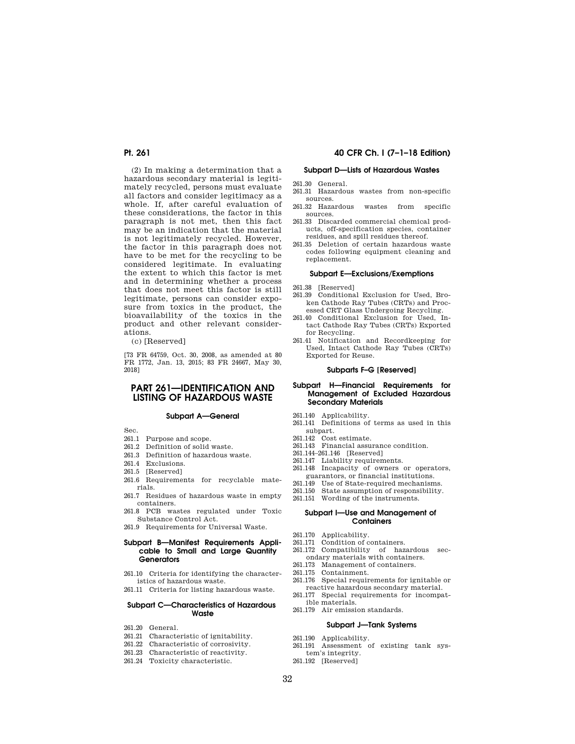(2) In making a determination that a hazardous secondary material is legitimately recycled, persons must evaluate all factors and consider legitimacy as a whole. If, after careful evaluation of these considerations, the factor in this paragraph is not met, then this fact may be an indication that the material is not legitimately recycled. However, the factor in this paragraph does not have to be met for the recycling to be considered legitimate. In evaluating the extent to which this factor is met and in determining whether a process that does not meet this factor is still legitimate, persons can consider exposure from toxics in the product, the bioavailability of the toxics in the product and other relevant considerations.

(c) [Reserved]

[73 FR 64759, Oct. 30, 2008, as amended at 80 FR 1772, Jan. 13, 2015; 83 FR 24667, May 30, 2018]

# PART 261—IDENTIFICATION AND LISTING OF HAZARDOUS WASTE

### Subpart A—General

Sec.

261.1 Purpose and scope.
261.2 Definition of solid waste.
261.3 Definition of hazardous waste.
261.4 Exclusions.
261.5 [Reserved]
261.6 Requirements for recyclable materials.
261.7 Residues of hazardous waste in empty containers.
261.8 PCB wastes regulated under Toxic Substance Control Act.
261.9 Requirements for Universal Waste.

### Subpart B—Manifest Requirements Applicable to Small and Large Quantity Generators

261.10 Criteria for identifying the characteristics of hazardous waste.
261.11 Criteria for listing hazardous waste.

### Subpart C—Characteristics of Hazardous Waste

261.20 General.
261.21 Characteristic of ignitability.
261.22 Characteristic of corrosivity.
261.23 Characteristic of reactivity.
261.24 Toxicity characteristic.

### Subpart D—Lists of Hazardous Wastes

261.30 General.
261.31 Hazardous wastes from non-specific sources.
261.32 Hazardous wastes from specific sources.
261.33 Discarded commercial chemical products, off-specification species, container residues, and spill residues thereof.
261.35 Deletion of certain hazardous waste codes following equipment cleaning and replacement.

### Subpart E—Exclusions/Exemptions

261.38 [Reserved]
261.39 Conditional Exclusion for Used, Broken Cathode Ray Tubes (CRTs) and Processed CRT Glass Undergoing Recycling.
261.40 Conditional Exclusion for Used, Intact Cathode Ray Tubes (CRTs) Exported for Recycling.
261.41 Notification and Recordkeeping for Used, Intact Cathode Ray Tubes (CRTs) Exported for Reuse.

### Subparts F–G [Reserved]

### Subpart H—Financial Requirements for Management of Excluded Hazardous Secondary Materials

261.140 Applicability.
261.141 Definitions of terms as used in this subpart.
261.142 Cost estimate.
261.143 Financial assurance condition.
261.144–261.146 [Reserved]
261.147 Liability requirements.
261.148 Incapacity of owners or operators, guarantors, or financial institutions.
261.149 Use of State-required mechanisms.
261.150 State assumption of responsibility.
261.151 Wording of the instruments.

### Subpart I—Use and Management of Containers

261.170 Applicability.
261.171 Condition of containers.
261.172 Compatibility of hazardous secondary materials with containers.
261.173 Management of containers.
261.175 Containment.
261.176 Special requirements for ignitable or reactive hazardous secondary material.
261.177 Special requirements for incompatible materials.
261.179 Air emission standards.

### Subpart J—Tank Systems

261.190 Applicability.
261.191 Assessment of existing tank system's integrity.
261.192 [Reserved]